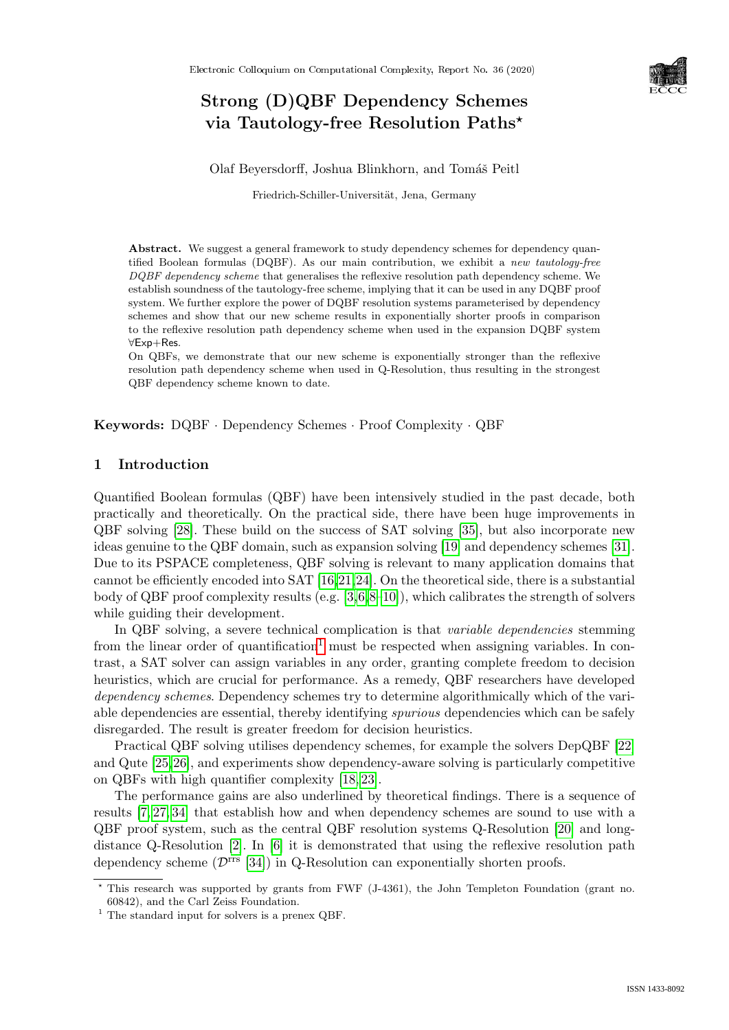# Strong (D)QBF Dependency Schemes via Tautology-free Resolution Paths*

Olaf Beyersdorff, Joshua Blinkhorn, and Tomáš Peitl

Friedrich-Schiller-Universität, Jena, Germany

**Abstract.** We suggest a general framework to study dependency schemes for dependency quantified Boolean formulas (DQBF). As our main contribution, we exhibit a *new tautology-free DQBF dependency scheme* that generalises the reflexive resolution path dependency scheme. We establish soundness of the tautology-free scheme, implying that it can be used in any DQBF proof system. We further explore the power of DQBF resolution systems parameterised by dependency schemes and show that our new scheme results in exponentially shorter proofs in comparison to the reflexive resolution path dependency scheme when used in the expansion DQBF system ∀Exp+Res.

On QBFs, we demonstrate that our new scheme is exponentially stronger than the reflexive resolution path dependency scheme when used in Q-Resolution, thus resulting in the strongest QBF dependency scheme known to date.

**Keywords:** DQBF · Dependency Schemes · Proof Complexity · QBF

## 1 Introduction

Quantified Boolean formulas (QBF) have been intensively studied in the past decade, both practically and theoretically. On the practical side, there have been huge improvements in QBF solving [28]. These build on the success of SAT solving [35], but also incorporate new ideas genuine to the QBF domain, such as expansion solving [19] and dependency schemes [31]. Due to its PSPACE completeness, QBF solving is relevant to many application domains that cannot be efficiently encoded into SAT [16,21,24]. On the theoretical side, there is a substantial body of QBF proof complexity results (e.g. [3,6,8–10]), which calibrates the strength of solvers while guiding their development.

In QBF solving, a severe technical complication is that *variable dependencies* stemming from the linear order of quantification[1] must be respected when assigning variables. In contrast, a SAT solver can assign variables in any order, granting complete freedom to decision heuristics, which are crucial for performance. As a remedy, QBF researchers have developed *dependency schemes*. Dependency schemes try to determine algorithmically which of the variable dependencies are essential, thereby identifying *spurious* dependencies which can be safely disregarded. The result is greater freedom for decision heuristics.

Practical QBF solving utilises dependency schemes, for example the solvers DepQBF [22] and Qute [25,26], and experiments show dependency-aware solving is particularly competitive on QBFs with high quantifier complexity [18,23].

The performance gains are also underlined by theoretical findings. There is a sequence of results [7,27,34] that establish how and when dependency schemes are sound to use with a QBF proof system, such as the central QBF resolution systems Q-Resolution [20] and long-distance Q-Resolution [2]. In [6] it is demonstrated that using the reflexive resolution path dependency scheme ($\mathcal{D}^{\text{rrs}}$ [34]) in Q-Resolution can exponentially shorten proofs.

---

* This research was supported by grants from FWF (J-4361), the John Templeton Foundation (grant no. 60842), and the Carl Zeiss Foundation.

[1] The standard input for solvers is a prenex QBF.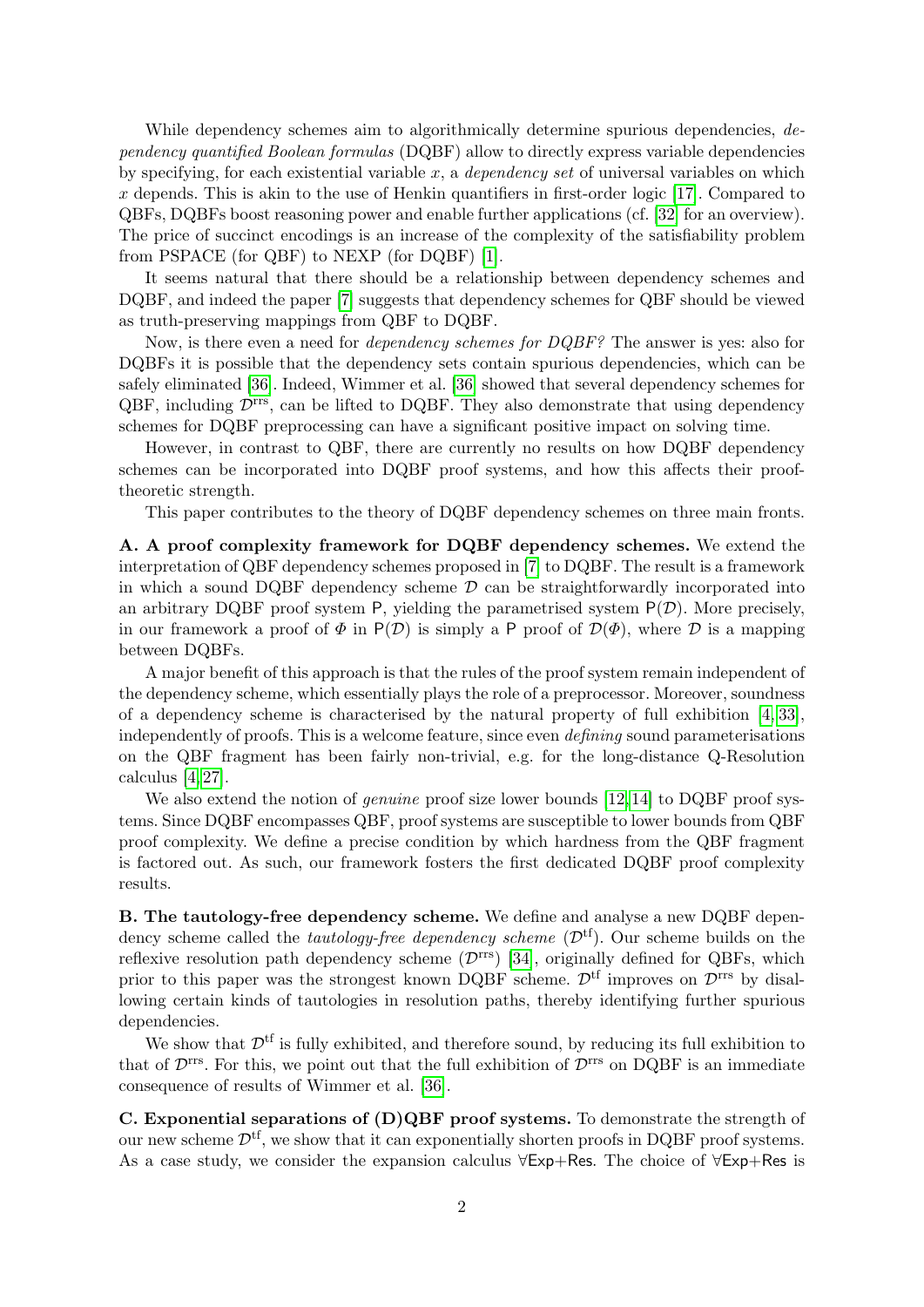While dependency schemes aim to algorithmically determine spurious dependencies, *dependency quantified Boolean formulas* (DQBF) allow to directly express variable dependencies by specifying, for each existential variable $x$, a *dependency set* of universal variables on which $x$ depends. This is akin to the use of Henkin quantifiers in first-order logic [17]. Compared to QBFs, DQBFs boost reasoning power and enable further applications (cf. [32] for an overview). The price of succinct encodings is an increase of the complexity of the satisfiability problem from PSPACE (for QBF) to NEXP (for DQBF) [1].

It seems natural that there should be a relationship between dependency schemes and DQBF, and indeed the paper [7] suggests that dependency schemes for QBF should be viewed as truth-preserving mappings from QBF to DQBF.

Now, is there even a need for *dependency schemes for DQBF?* The answer is yes: also for DQBFs it is possible that the dependency sets contain spurious dependencies, which can be safely eliminated [36]. Indeed, Wimmer et al. [36] showed that several dependency schemes for QBF, including $\mathcal{D}^{\text{rrs}}$, can be lifted to DQBF. They also demonstrate that using dependency schemes for DQBF preprocessing can have a significant positive impact on solving time.

However, in contrast to QBF, there are currently no results on how DQBF dependency schemes can be incorporated into DQBF proof systems, and how this affects their proof-theoretic strength.

This paper contributes to the theory of DQBF dependency schemes on three main fronts.

**A. A proof complexity framework for DQBF dependency schemes.** We extend the interpretation of QBF dependency schemes proposed in [7] to DQBF. The result is a framework in which a sound DQBF dependency scheme $\mathcal{D}$ can be straightforwardly incorporated into an arbitrary DQBF proof system $\mathsf{P}$, yielding the parametrised system $\mathsf{P}(\mathcal{D})$. More precisely, in our framework a proof of $\Phi$ in $\mathsf{P}(\mathcal{D})$ is simply a $\mathsf{P}$ proof of $\mathcal{D}(\Phi)$, where $\mathcal{D}$ is a mapping between DQBFs.

A major benefit of this approach is that the rules of the proof system remain independent of the dependency scheme, which essentially plays the role of a preprocessor. Moreover, soundness of a dependency scheme is characterised by the natural property of full exhibition [4,33], independently of proofs. This is a welcome feature, since even *defining* sound parameterisations on the QBF fragment has been fairly non-trivial, e.g. for the long-distance Q-Resolution calculus [4,27].

We also extend the notion of *genuine* proof size lower bounds [12,14] to DQBF proof systems. Since DQBF encompasses QBF, proof systems are susceptible to lower bounds from QBF proof complexity. We define a precise condition by which hardness from the QBF fragment is factored out. As such, our framework fosters the first dedicated DQBF proof complexity results.

**B. The tautology-free dependency scheme.** We define and analyse a new DQBF dependency scheme called the *tautology-free dependency scheme* ($\mathcal{D}^{\text{tf}}$). Our scheme builds on the reflexive resolution path dependency scheme ($\mathcal{D}^{\text{rrs}}$) [34], originally defined for QBFs, which prior to this paper was the strongest known DQBF scheme. $\mathcal{D}^{\text{tf}}$ improves on $\mathcal{D}^{\text{rrs}}$ by disallowing certain kinds of tautologies in resolution paths, thereby identifying further spurious dependencies.

We show that $\mathcal{D}^{\text{tf}}$ is fully exhibited, and therefore sound, by reducing its full exhibition to that of $\mathcal{D}^{\text{rrs}}$. For this, we point out that the full exhibition of $\mathcal{D}^{\text{rrs}}$ on DQBF is an immediate consequence of results of Wimmer et al. [36].

**C. Exponential separations of (D)QBF proof systems.** To demonstrate the strength of our new scheme $\mathcal{D}^{\text{tf}}$, we show that it can exponentially shorten proofs in DQBF proof systems. As a case study, we consider the expansion calculus $\forall\mathsf{Exp}{+}\mathsf{Res}$. The choice of $\forall\mathsf{Exp}{+}\mathsf{Res}$ is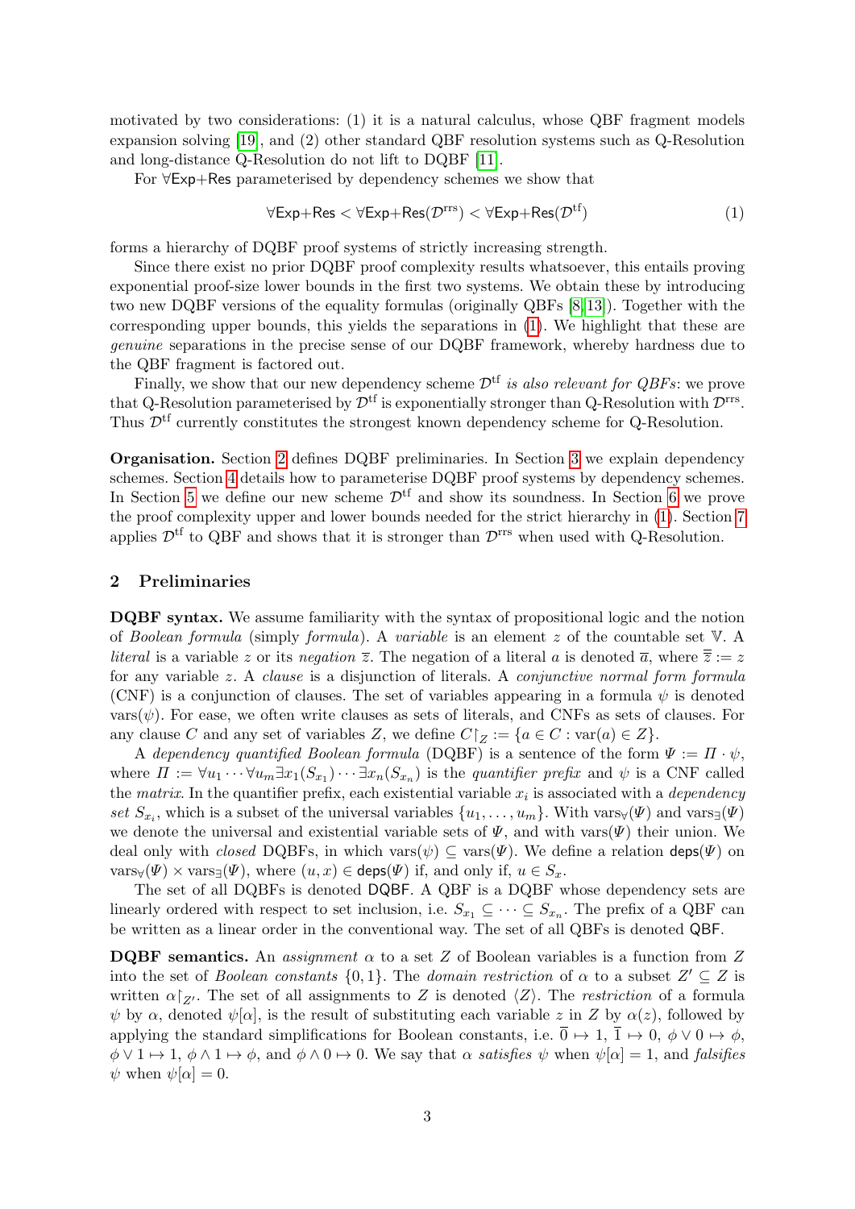motivated by two considerations: (1) it is a natural calculus, whose QBF fragment models expansion solving [19], and (2) other standard QBF resolution systems such as Q-Resolution and long-distance Q-Resolution do not lift to DQBF [11].

For $\forall$Exp+Res parameterised by dependency schemes we show that

$$\forall\mathsf{Exp}{+}\mathsf{Res} < \forall\mathsf{Exp}{+}\mathsf{Res}(\mathcal{D}^{\mathrm{rrs}}) < \forall\mathsf{Exp}{+}\mathsf{Res}(\mathcal{D}^{\mathrm{tf}}) \tag{1}$$

forms a hierarchy of DQBF proof systems of strictly increasing strength.

Since there exist no prior DQBF proof complexity results whatsoever, this entails proving exponential proof-size lower bounds in the first two systems. We obtain these by introducing two new DQBF versions of the equality formulas (originally QBFs [8,13]). Together with the corresponding upper bounds, this yields the separations in (1). We highlight that these are *genuine* separations in the precise sense of our DQBF framework, whereby hardness due to the QBF fragment is factored out.

Finally, we show that our new dependency scheme $\mathcal{D}^{\mathrm{tf}}$ *is also relevant for QBFs*: we prove that Q-Resolution parameterised by $\mathcal{D}^{\mathrm{tf}}$ is exponentially stronger than Q-Resolution with $\mathcal{D}^{\mathrm{rrs}}$. Thus $\mathcal{D}^{\mathrm{tf}}$ currently constitutes the strongest known dependency scheme for Q-Resolution.

**Organisation.** Section 2 defines DQBF preliminaries. In Section 3 we explain dependency schemes. Section 4 details how to parameterise DQBF proof systems by dependency schemes. In Section 5 we define our new scheme $\mathcal{D}^{\mathrm{tf}}$ and show its soundness. In Section 6 we prove the proof complexity upper and lower bounds needed for the strict hierarchy in (1). Section 7 applies $\mathcal{D}^{\mathrm{tf}}$ to QBF and shows that it is stronger than $\mathcal{D}^{\mathrm{rrs}}$ when used with Q-Resolution.

## 2 Preliminaries

**DQBF syntax.** We assume familiarity with the syntax of propositional logic and the notion of *Boolean formula* (simply *formula*). A *variable* is an element $z$ of the countable set $\mathbb{V}$. A *literal* is a variable $z$ or its *negation* $\overline{z}$. The negation of a literal $a$ is denoted $\overline{a}$, where $\overline{\overline{z}} := z$ for any variable $z$. A *clause* is a disjunction of literals. A *conjunctive normal form formula* (CNF) is a conjunction of clauses. The set of variables appearing in a formula $\psi$ is denoted $\mathrm{vars}(\psi)$. For ease, we often write clauses as sets of literals, and CNFs as sets of clauses. For any clause $C$ and any set of variables $Z$, we define $C\!\upharpoonright_Z := \{a \in C : \mathrm{var}(a) \in Z\}$.

A *dependency quantified Boolean formula* (DQBF) is a sentence of the form $\Psi := \Pi \cdot \psi$, where $\Pi := \forall u_1 \cdots \forall u_m \exists x_1(S_{x_1}) \cdots \exists x_n(S_{x_n})$ is the *quantifier prefix* and $\psi$ is a CNF called the *matrix*. In the quantifier prefix, each existential variable $x_i$ is associated with a *dependency set* $S_{x_i}$, which is a subset of the universal variables $\{u_1, \ldots, u_m\}$. With $\mathrm{vars}_\forall(\Psi)$ and $\mathrm{vars}_\exists(\Psi)$ we denote the universal and existential variable sets of $\Psi$, and with $\mathrm{vars}(\Psi)$ their union. We deal only with *closed* DQBFs, in which $\mathrm{vars}(\psi) \subseteq \mathrm{vars}(\Psi)$. We define a relation $\mathsf{deps}(\Psi)$ on $\mathrm{vars}_\forall(\Psi) \times \mathrm{vars}_\exists(\Psi)$, where $(u, x) \in \mathsf{deps}(\Psi)$ if, and only if, $u \in S_x$.

The set of all DQBFs is denoted $\mathsf{DQBF}$. A QBF is a DQBF whose dependency sets are linearly ordered with respect to set inclusion, i.e. $S_{x_1} \subseteq \cdots \subseteq S_{x_n}$. The prefix of a QBF can be written as a linear order in the conventional way. The set of all QBFs is denoted $\mathsf{QBF}$.

**DQBF semantics.** An *assignment* $\alpha$ to a set $Z$ of Boolean variables is a function from $Z$ into the set of *Boolean constants* $\{0, 1\}$. The *domain restriction* of $\alpha$ to a subset $Z' \subseteq Z$ is written $\alpha\!\upharpoonright_{Z'}$. The set of all assignments to $Z$ is denoted $\langle Z \rangle$. The *restriction* of a formula $\psi$ by $\alpha$, denoted $\psi[\alpha]$, is the result of substituting each variable $z$ in $Z$ by $\alpha(z)$, followed by applying the standard simplifications for Boolean constants, i.e. $\overline{0} \mapsto 1$, $\overline{1} \mapsto 0$, $\phi \vee 0 \mapsto \phi$, $\phi \vee 1 \mapsto 1$, $\phi \wedge 1 \mapsto \phi$, and $\phi \wedge 0 \mapsto 0$. We say that $\alpha$ *satisfies* $\psi$ when $\psi[\alpha] = 1$, and *falsifies* $\psi$ when $\psi[\alpha] = 0$.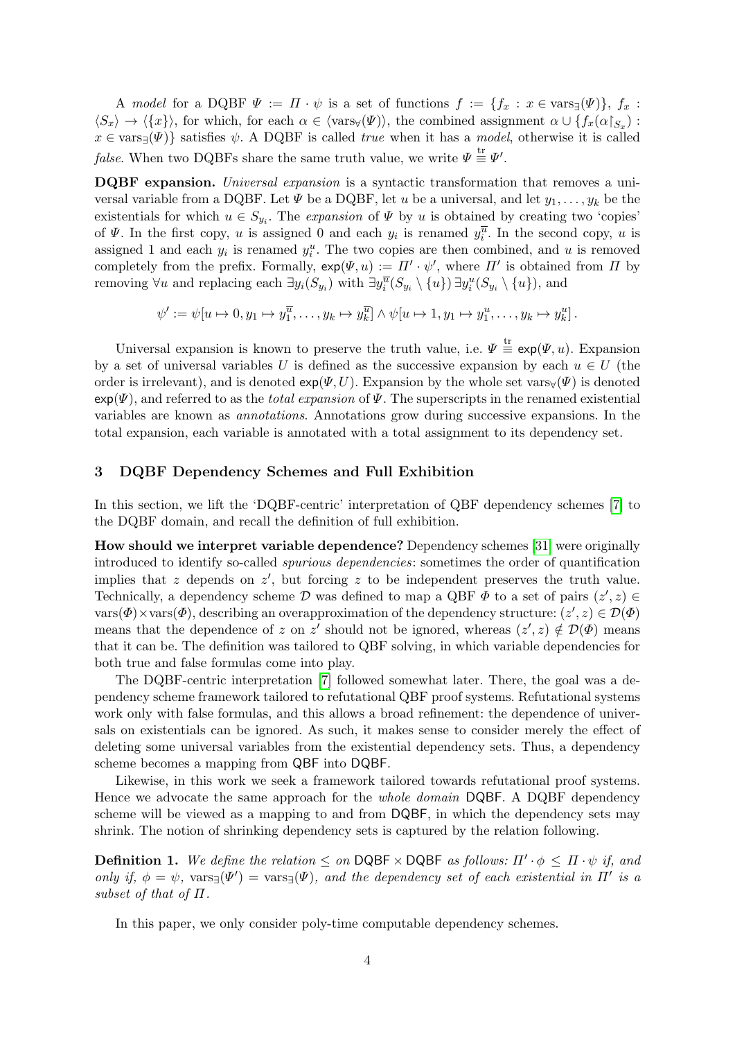A *model* for a DQBF $\Psi := \Pi \cdot \psi$ is a set of functions $f := \{f_x : x \in \mathrm{vars}_\exists(\Psi)\}$, $f_x : \langle S_x \rangle \to \langle \{x\} \rangle$, for which, for each $\alpha \in \langle \mathrm{vars}_\forall(\Psi) \rangle$, the combined assignment $\alpha \cup \{f_x(\alpha\restriction_{S_x}) : x \in \mathrm{vars}_\exists(\Psi)\}$ satisfies $\psi$. A DQBF is called *true* when it has a *model*, otherwise it is called *false*. When two DQBFs share the same truth value, we write $\Psi \overset{\mathrm{tr}}{\equiv} \Psi'$.

**DQBF expansion.** *Universal expansion* is a syntactic transformation that removes a universal variable from a DQBF. Let $\Psi$ be a DQBF, let $u$ be a universal, and let $y_1, \dots, y_k$ be the existentials for which $u \in S_{y_i}$. The *expansion* of $\Psi$ by $u$ is obtained by creating two 'copies' of $\Psi$. In the first copy, $u$ is assigned 0 and each $y_i$ is renamed $y_i^{\overline{u}}$. In the second copy, $u$ is assigned 1 and each $y_i$ is renamed $y_i^u$. The two copies are then combined, and $u$ is removed completely from the prefix. Formally, $\mathsf{exp}(\Psi, u) := \Pi' \cdot \psi'$, where $\Pi'$ is obtained from $\Pi$ by removing $\forall u$ and replacing each $\exists y_i(S_{y_i})$ with $\exists y_i^{\overline{u}}(S_{y_i} \setminus \{u\})\, \exists y_i^u(S_{y_i} \setminus \{u\})$, and

$$\psi' := \psi[u \mapsto 0, y_1 \mapsto y_1^{\overline{u}}, \dots, y_k \mapsto y_k^{\overline{u}}] \wedge \psi[u \mapsto 1, y_1 \mapsto y_1^u, \dots, y_k \mapsto y_k^u]\,.$$

Universal expansion is known to preserve the truth value, i.e. $\Psi \overset{\mathrm{tr}}{\equiv} \mathsf{exp}(\Psi, u)$. Expansion by a set of universal variables $U$ is defined as the successive expansion by each $u \in U$ (the order is irrelevant), and is denoted $\mathsf{exp}(\Psi, U)$. Expansion by the whole set $\mathrm{vars}_\forall(\Psi)$ is denoted $\mathsf{exp}(\Psi)$, and referred to as the *total expansion* of $\Psi$. The superscripts in the renamed existential variables are known as *annotations*. Annotations grow during successive expansions. In the total expansion, each variable is annotated with a total assignment to its dependency set.

## 3 DQBF Dependency Schemes and Full Exhibition

In this section, we lift the 'DQBF-centric' interpretation of QBF dependency schemes [7] to the DQBF domain, and recall the definition of full exhibition.

**How should we interpret variable dependence?** Dependency schemes [31] were originally introduced to identify so-called *spurious dependencies*: sometimes the order of quantification implies that $z$ depends on $z'$, but forcing $z$ to be independent preserves the truth value. Technically, a dependency scheme $\mathcal{D}$ was defined to map a QBF $\Phi$ to a set of pairs $(z', z) \in \mathrm{vars}(\Phi) \times \mathrm{vars}(\Phi)$, describing an overapproximation of the dependency structure: $(z', z) \in \mathcal{D}(\Phi)$ means that the dependence of $z$ on $z'$ should not be ignored, whereas $(z', z) \notin \mathcal{D}(\Phi)$ means that it can be. The definition was tailored to QBF solving, in which variable dependencies for both true and false formulas come into play.

The DQBF-centric interpretation [7] followed somewhat later. There, the goal was a dependency scheme framework tailored to refutational QBF proof systems. Refutational systems work only with false formulas, and this allows a broad refinement: the dependence of universals on existentials can be ignored. As such, it makes sense to consider merely the effect of deleting some universal variables from the existential dependency sets. Thus, a dependency scheme becomes a mapping from $\mathsf{QBF}$ into $\mathsf{DQBF}$.

Likewise, in this work we seek a framework tailored towards refutational proof systems. Hence we advocate the same approach for the *whole domain* $\mathsf{DQBF}$. A DQBF dependency scheme will be viewed as a mapping to and from $\mathsf{DQBF}$, in which the dependency sets may shrink. The notion of shrinking dependency sets is captured by the relation following.

**Definition 1.** *We define the relation $\leq$ on $\mathsf{DQBF} \times \mathsf{DQBF}$ as follows: $\Pi' \cdot \phi \leq \Pi \cdot \psi$ if, and only if, $\phi = \psi$, $\mathrm{vars}_\exists(\Psi') = \mathrm{vars}_\exists(\Psi)$, and the dependency set of each existential in $\Pi'$ is a subset of that of $\Pi$.*

In this paper, we only consider poly-time computable dependency schemes.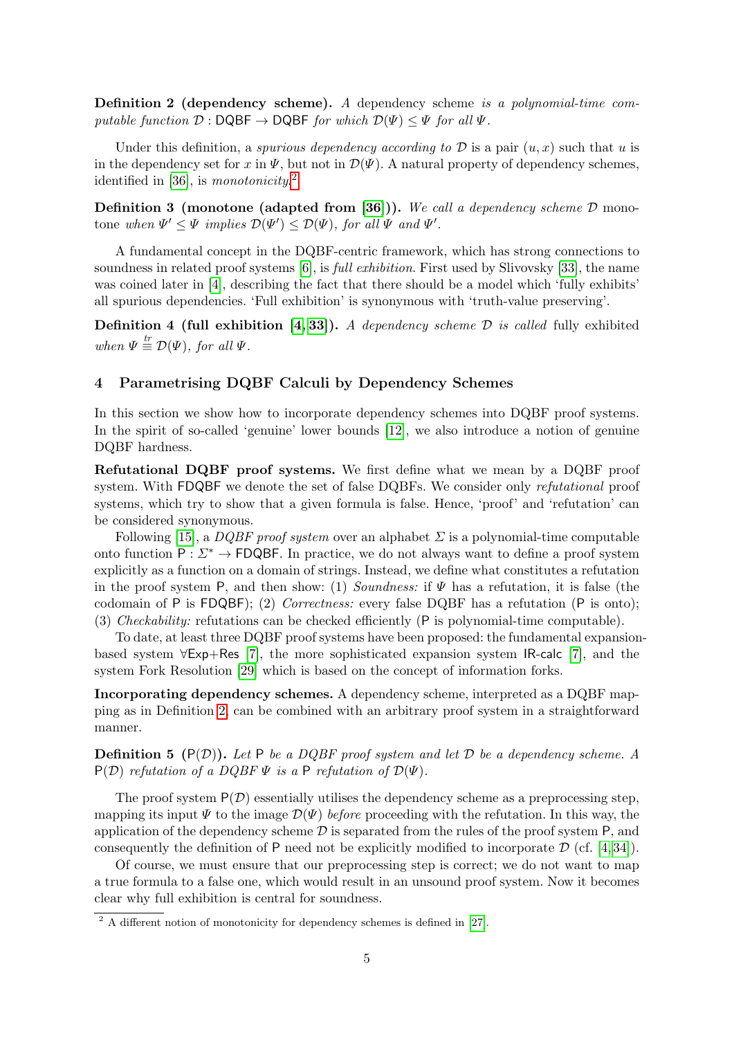**Definition 2 (dependency scheme).** *A* dependency scheme *is a polynomial-time computable function $\mathcal{D} : \mathsf{DQBF} \to \mathsf{DQBF}$ for which $\mathcal{D}(\Psi) \leq \Psi$ for all $\Psi$.*

Under this definition, a *spurious dependency according to* $\mathcal{D}$ is a pair $(u, x)$ such that $u$ is in the dependency set for $x$ in $\Psi$, but not in $\mathcal{D}(\Psi)$. A natural property of dependency schemes, identified in [36], is *monotonicity*.[2]

**Definition 3 (monotone (adapted from [36])).** *We call a dependency scheme $\mathcal{D}$* monotone *when $\Psi' \leq \Psi$ implies $\mathcal{D}(\Psi') \leq \mathcal{D}(\Psi)$, for all $\Psi$ and $\Psi'$.*

A fundamental concept in the DQBF-centric framework, which has strong connections to soundness in related proof systems [6], is *full exhibition*. First used by Slivovsky [33], the name was coined later in [4], describing the fact that there should be a model which 'fully exhibits' all spurious dependencies. 'Full exhibition' is synonymous with 'truth-value preserving'.

**Definition 4 (full exhibition [4, 33]).** *A dependency scheme $\mathcal{D}$ is called* fully exhibited *when $\Psi \overset{tr}{\equiv} \mathcal{D}(\Psi)$, for all $\Psi$.*

## 4 Parametrising DQBF Calculi by Dependency Schemes

In this section we show how to incorporate dependency schemes into DQBF proof systems. In the spirit of so-called 'genuine' lower bounds [12], we also introduce a notion of genuine DQBF hardness.

**Refutational DQBF proof systems.** We first define what we mean by a DQBF proof system. With FDQBF we denote the set of false DQBFs. We consider only *refutational* proof systems, which try to show that a given formula is false. Hence, 'proof' and 'refutation' can be considered synonymous.

Following [15], a *DQBF proof system* over an alphabet $\Sigma$ is a polynomial-time computable onto function $\mathsf{P} : \Sigma^* \to \mathsf{FDQBF}$. In practice, we do not always want to define a proof system explicitly as a function on a domain of strings. Instead, we define what constitutes a refutation in the proof system $\mathsf{P}$, and then show: (1) *Soundness:* if $\Psi$ has a refutation, it is false (the codomain of $\mathsf{P}$ is FDQBF); (2) *Correctness:* every false DQBF has a refutation ($\mathsf{P}$ is onto); (3) *Checkability:* refutations can be checked efficiently ($\mathsf{P}$ is polynomial-time computable).

To date, at least three DQBF proof systems have been proposed: the fundamental expansion-based system $\forall$Exp+Res [7], the more sophisticated expansion system IR-calc [7], and the system Fork Resolution [29] which is based on the concept of information forks.

**Incorporating dependency schemes.** A dependency scheme, interpreted as a DQBF mapping as in Definition 2, can be combined with an arbitrary proof system in a straightforward manner.

**Definition 5 ($\mathsf{P}(\mathcal{D})$).** *Let $\mathsf{P}$ be a DQBF proof system and let $\mathcal{D}$ be a dependency scheme. A $\mathsf{P}(\mathcal{D})$ refutation of a DQBF $\Psi$ is a $\mathsf{P}$ refutation of $\mathcal{D}(\Psi)$.*

The proof system $\mathsf{P}(\mathcal{D})$ essentially utilises the dependency scheme as a preprocessing step, mapping its input $\Psi$ to the image $\mathcal{D}(\Psi)$ *before* proceeding with the refutation. In this way, the application of the dependency scheme $\mathcal{D}$ is separated from the rules of the proof system $\mathsf{P}$, and consequently the definition of $\mathsf{P}$ need not be explicitly modified to incorporate $\mathcal{D}$ (cf. [4, 34]).

Of course, we must ensure that our preprocessing step is correct; we do not want to map a true formula to a false one, which would result in an unsound proof system. Now it becomes clear why full exhibition is central for soundness.

---

[2] A different notion of monotonicity for dependency schemes is defined in [27].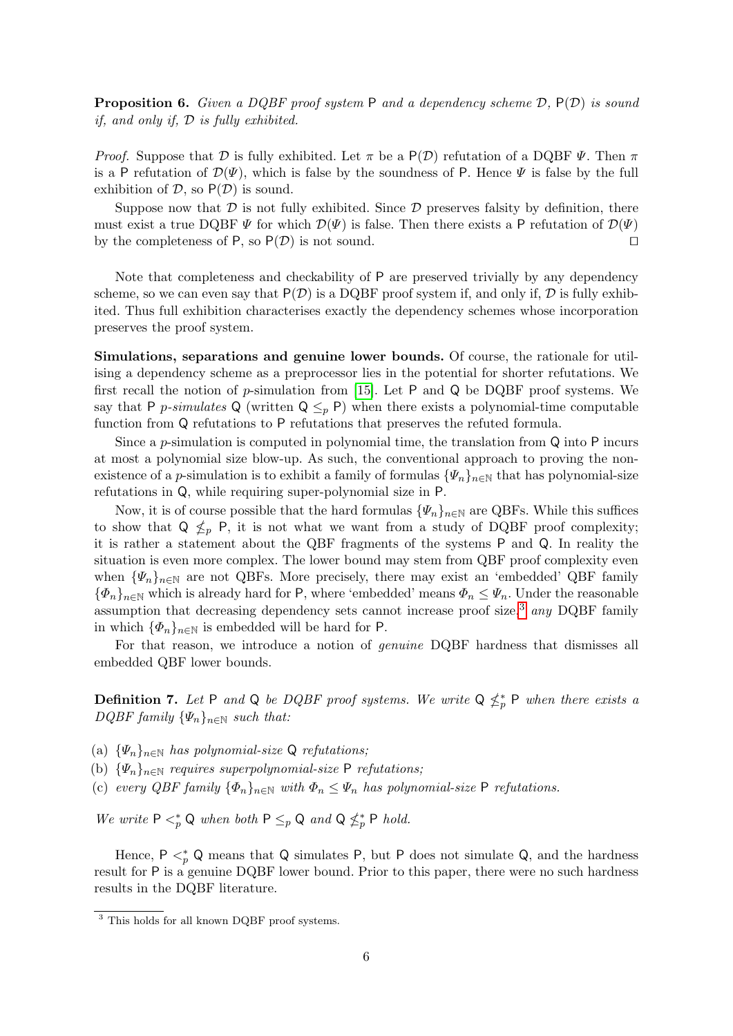**Proposition 6.** *Given a DQBF proof system* $\mathsf{P}$ *and a dependency scheme* $\mathcal{D}$*,* $\mathsf{P}(\mathcal{D})$ *is sound if, and only if,* $\mathcal{D}$ *is fully exhibited.*

*Proof.* Suppose that $\mathcal{D}$ is fully exhibited. Let $\pi$ be a $\mathsf{P}(\mathcal{D})$ refutation of a DQBF $\Psi$. Then $\pi$ is a $\mathsf{P}$ refutation of $\mathcal{D}(\Psi)$, which is false by the soundness of $\mathsf{P}$. Hence $\Psi$ is false by the full exhibition of $\mathcal{D}$, so $\mathsf{P}(\mathcal{D})$ is sound.

Suppose now that $\mathcal{D}$ is not fully exhibited. Since $\mathcal{D}$ preserves falsity by definition, there must exist a true DQBF $\Psi$ for which $\mathcal{D}(\Psi)$ is false. Then there exists a $\mathsf{P}$ refutation of $\mathcal{D}(\Psi)$ by the completeness of $\mathsf{P}$, so $\mathsf{P}(\mathcal{D})$ is not sound. $\square$

Note that completeness and checkability of $\mathsf{P}$ are preserved trivially by any dependency scheme, so we can even say that $\mathsf{P}(\mathcal{D})$ is a DQBF proof system if, and only if, $\mathcal{D}$ is fully exhibited. Thus full exhibition characterises exactly the dependency schemes whose incorporation preserves the proof system.

**Simulations, separations and genuine lower bounds.** Of course, the rationale for utilising a dependency scheme as a preprocessor lies in the potential for shorter refutations. We first recall the notion of $p$-simulation from [15]. Let $\mathsf{P}$ and $\mathsf{Q}$ be DQBF proof systems. We say that $\mathsf{P}$ *p-simulates* $\mathsf{Q}$ (written $\mathsf{Q} \leq_p \mathsf{P}$) when there exists a polynomial-time computable function from $\mathsf{Q}$ refutations to $\mathsf{P}$ refutations that preserves the refuted formula.

Since a $p$-simulation is computed in polynomial time, the translation from $\mathsf{Q}$ into $\mathsf{P}$ incurs at most a polynomial size blow-up. As such, the conventional approach to proving the non-existence of a $p$-simulation is to exhibit a family of formulas $\{\Psi_n\}_{n\in\mathbb{N}}$ that has polynomial-size refutations in $\mathsf{Q}$, while requiring super-polynomial size in $\mathsf{P}$.

Now, it is of course possible that the hard formulas $\{\Psi_n\}_{n\in\mathbb{N}}$ are QBFs. While this suffices to show that $\mathsf{Q} \not\leq_p \mathsf{P}$, it is not what we want from a study of DQBF proof complexity; it is rather a statement about the QBF fragments of the systems $\mathsf{P}$ and $\mathsf{Q}$. In reality the situation is even more complex. The lower bound may stem from QBF proof complexity even when $\{\Psi_n\}_{n\in\mathbb{N}}$ are not QBFs. More precisely, there may exist an 'embedded' QBF family $\{\Phi_n\}_{n\in\mathbb{N}}$ which is already hard for $\mathsf{P}$, where 'embedded' means $\Phi_n \leq \Psi_n$. Under the reasonable assumption that decreasing dependency sets cannot increase proof size,[3] *any* DQBF family in which $\{\Phi_n\}_{n\in\mathbb{N}}$ is embedded will be hard for $\mathsf{P}$.

For that reason, we introduce a notion of *genuine* DQBF hardness that dismisses all embedded QBF lower bounds.

**Definition 7.** *Let* $\mathsf{P}$ *and* $\mathsf{Q}$ *be DQBF proof systems. We write* $\mathsf{Q} \not\leq_p^* \mathsf{P}$ *when there exists a DQBF family* $\{\Psi_n\}_{n\in\mathbb{N}}$ *such that:*

(a) $\{\Psi_n\}_{n\in\mathbb{N}}$ *has polynomial-size* $\mathsf{Q}$ *refutations;*
(b) $\{\Psi_n\}_{n\in\mathbb{N}}$ *requires superpolynomial-size* $\mathsf{P}$ *refutations;*
(c) *every QBF family* $\{\Phi_n\}_{n\in\mathbb{N}}$ *with* $\Phi_n \leq \Psi_n$ *has polynomial-size* $\mathsf{P}$ *refutations.*

*We write* $\mathsf{P} <_p^* \mathsf{Q}$ *when both* $\mathsf{P} \leq_p \mathsf{Q}$ *and* $\mathsf{Q} \not\leq_p^* \mathsf{P}$ *hold.*

Hence, $\mathsf{P} <_p^* \mathsf{Q}$ means that $\mathsf{Q}$ simulates $\mathsf{P}$, but $\mathsf{P}$ does not simulate $\mathsf{Q}$, and the hardness result for $\mathsf{P}$ is a genuine DQBF lower bound. Prior to this paper, there were no such hardness results in the DQBF literature.

[3] This holds for all known DQBF proof systems.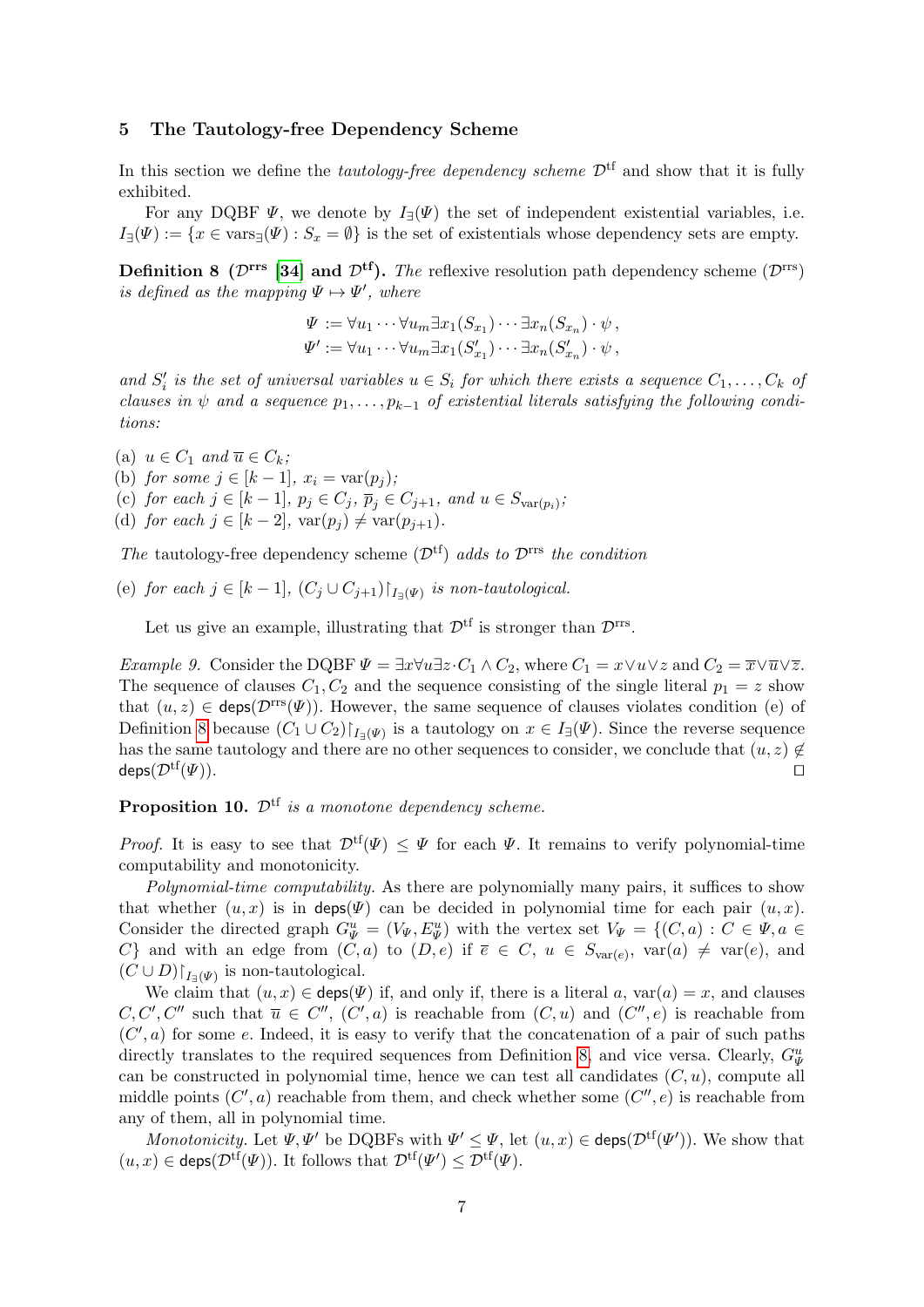## 5 The Tautology-free Dependency Scheme

In this section we define the *tautology-free dependency scheme* $\mathcal{D}^{\mathrm{tf}}$ and show that it is fully exhibited.

For any DQBF $\Psi$, we denote by $I_\exists(\Psi)$ the set of independent existential variables, i.e. $I_\exists(\Psi) := \{x \in \mathrm{vars}_\exists(\Psi) : S_x = \emptyset\}$ is the set of existentials whose dependency sets are empty.

**Definition 8 ($\mathcal{D}^{\mathbf{rrs}}$ [34] and $\mathcal{D}^{\mathbf{tf}}$).** *The* reflexive resolution path dependency scheme *($\mathcal{D}^{\mathrm{rrs}}$) is defined as the mapping $\Psi \mapsto \Psi'$, where*

$$\Psi := \forall u_1 \cdots \forall u_m \exists x_1(S_{x_1}) \cdots \exists x_n(S_{x_n}) \cdot \psi\,,$$
$$\Psi' := \forall u_1 \cdots \forall u_m \exists x_1(S'_{x_1}) \cdots \exists x_n(S'_{x_n}) \cdot \psi\,,$$

*and $S'_i$ is the set of universal variables $u \in S_i$ for which there exists a sequence $C_1, \dots, C_k$ of clauses in $\psi$ and a sequence $p_1, \dots, p_{k-1}$ of existential literals satisfying the following conditions:*

(a) *$u \in C_1$ and $\overline{u} \in C_k$;*
(b) *for some $j \in [k-1]$, $x_i = \mathrm{var}(p_j)$;*
(c) *for each $j \in [k-1]$, $p_j \in C_j$, $\overline{p}_j \in C_{j+1}$, and $u \in S_{\mathrm{var}(p_i)}$;*
(d) *for each $j \in [k-2]$, $\mathrm{var}(p_j) \neq \mathrm{var}(p_{j+1})$.*

*The* tautology-free dependency scheme *($\mathcal{D}^{\mathrm{tf}}$) adds to $\mathcal{D}^{\mathrm{rrs}}$ the condition*

(e) *for each $j \in [k-1]$, $(C_j \cup C_{j+1})\restriction_{I_\exists(\Psi)}$ is non-tautological.*

Let us give an example, illustrating that $\mathcal{D}^{\mathrm{tf}}$ is stronger than $\mathcal{D}^{\mathrm{rrs}}$.

*Example 9.* Consider the DQBF $\Psi = \exists x \forall u \exists z \cdot C_1 \wedge C_2$, where $C_1 = x \vee u \vee z$ and $C_2 = \overline{x} \vee \overline{u} \vee \overline{z}$. The sequence of clauses $C_1, C_2$ and the sequence consisting of the single literal $p_1 = z$ show that $(u, z) \in \mathsf{deps}(\mathcal{D}^{\mathrm{rrs}}(\Psi))$. However, the same sequence of clauses violates condition (e) of Definition 8 because $(C_1 \cup C_2)\restriction_{I_\exists(\Psi)}$ is a tautology on $x \in I_\exists(\Psi)$. Since the reverse sequence has the same tautology and there are no other sequences to consider, we conclude that $(u, z) \notin \mathsf{deps}(\mathcal{D}^{\mathrm{tf}}(\Psi))$. $\square$

**Proposition 10.** *$\mathcal{D}^{\mathrm{tf}}$ is a monotone dependency scheme.*

*Proof.* It is easy to see that $\mathcal{D}^{\mathrm{tf}}(\Psi) \leq \Psi$ for each $\Psi$. It remains to verify polynomial-time computability and monotonicity.

*Polynomial-time computability.* As there are polynomially many pairs, it suffices to show that whether $(u, x)$ is in $\mathsf{deps}(\Psi)$ can be decided in polynomial time for each pair $(u, x)$. Consider the directed graph $G^u_\Psi = (V_\Psi, E^u_\Psi)$ with the vertex set $V_\Psi = \{(C, a) : C \in \Psi, a \in C\}$ and with an edge from $(C, a)$ to $(D, e)$ if $\overline{e} \in C$, $u \in S_{\mathrm{var}(e)}$, $\mathrm{var}(a) \neq \mathrm{var}(e)$, and $(C \cup D)\restriction_{I_\exists(\Psi)}$ is non-tautological.

We claim that $(u, x) \in \mathsf{deps}(\Psi)$ if, and only if, there is a literal $a$, $\mathrm{var}(a) = x$, and clauses $C, C', C''$ such that $\overline{u} \in C''$, $(C', a)$ is reachable from $(C, u)$ and $(C'', e)$ is reachable from $(C', a)$ for some $e$. Indeed, it is easy to verify that the concatenation of a pair of such paths directly translates to the required sequences from Definition 8, and vice versa. Clearly, $G^u_\Psi$ can be constructed in polynomial time, hence we can test all candidates $(C, u)$, compute all middle points $(C', a)$ reachable from them, and check whether some $(C'', e)$ is reachable from any of them, all in polynomial time.

*Monotonicity.* Let $\Psi, \Psi'$ be DQBFs with $\Psi' \leq \Psi$, let $(u, x) \in \mathsf{deps}(\mathcal{D}^{\mathrm{tf}}(\Psi'))$. We show that $(u, x) \in \mathsf{deps}(\mathcal{D}^{\mathrm{tf}}(\Psi))$. It follows that $\mathcal{D}^{\mathrm{tf}}(\Psi') \leq \mathcal{D}^{\mathrm{tf}}(\Psi)$.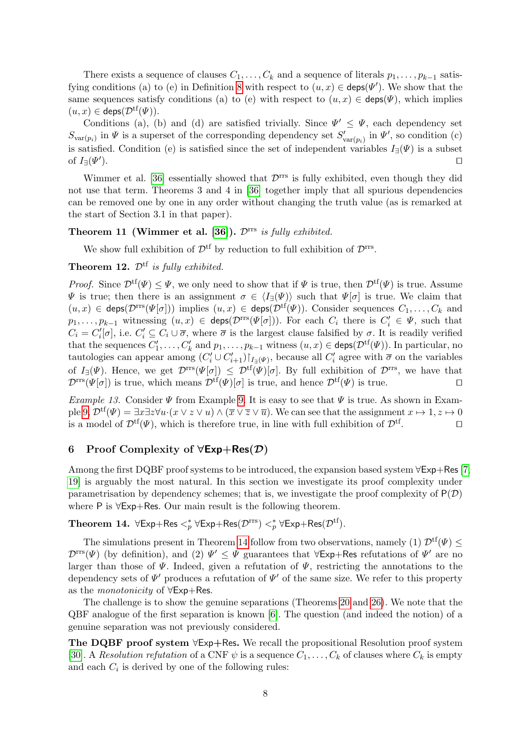There exists a sequence of clauses $C_1, \dots, C_k$ and a sequence of literals $p_1, \dots, p_{k-1}$ satisfying conditions (a) to (e) in Definition 8 with respect to $(u,x) \in \mathsf{deps}(\Psi')$. We show that the same sequences satisfy conditions (a) to (e) with respect to $(u,x) \in \mathsf{deps}(\Psi)$, which implies $(u,x) \in \mathsf{deps}(\mathcal{D}^{\mathrm{tf}}(\Psi))$.

Conditions (a), (b) and (d) are satisfied trivially. Since $\Psi' \leq \Psi$, each dependency set $S_{\mathrm{var}(p_i)}$ in $\Psi$ is a superset of the corresponding dependency set $S'_{\mathrm{var}(p_i)}$ in $\Psi'$, so condition (c) is satisfied. Condition (e) is satisfied since the set of independent variables $I_\exists(\Psi)$ is a subset of $I_\exists(\Psi')$. $\square$

Wimmer et al. [36] essentially showed that $\mathcal{D}^{\mathrm{rrs}}$ is fully exhibited, even though they did not use that term. Theorems 3 and 4 in [36] together imply that all spurious dependencies can be removed one by one in any order without changing the truth value (as is remarked at the start of Section 3.1 in that paper).

**Theorem 11 (Wimmer et al. [36]).** *$\mathcal{D}^{\mathrm{rrs}}$ is fully exhibited.*

We show full exhibition of $\mathcal{D}^{\mathrm{tf}}$ by reduction to full exhibition of $\mathcal{D}^{\mathrm{rrs}}$.

**Theorem 12.** *$\mathcal{D}^{\mathrm{tf}}$ is fully exhibited.*

*Proof.* Since $\mathcal{D}^{\mathrm{tf}}(\Psi) \leq \Psi$, we only need to show that if $\Psi$ is true, then $\mathcal{D}^{\mathrm{tf}}(\Psi)$ is true. Assume $\Psi$ is true; then there is an assignment $\sigma \in \langle I_\exists(\Psi) \rangle$ such that $\Psi[\sigma]$ is true. We claim that $(u,x) \in \mathsf{deps}(\mathcal{D}^{\mathrm{rrs}}(\Psi[\sigma]))$ implies $(u,x) \in \mathsf{deps}(\mathcal{D}^{\mathrm{tf}}(\Psi))$. Consider sequences $C_1, \dots, C_k$ and $p_1, \dots, p_{k-1}$ witnessing $(u,x) \in \mathsf{deps}(\mathcal{D}^{\mathrm{rrs}}(\Psi[\sigma]))$. For each $C_i$ there is $C'_i \in \Psi$, such that $C_i = C'_i[\sigma]$, i.e. $C'_i \subseteq C_i \cup \overline{\sigma}$, where $\overline{\sigma}$ is the largest clause falsified by $\sigma$. It is readily verified that the sequences $C'_1, \dots, C'_k$ and $p_1, \dots, p_{k-1}$ witness $(u,x) \in \mathsf{deps}(\mathcal{D}^{\mathrm{tf}}(\Psi))$. In particular, no tautologies can appear among $(C'_i \cup C'_{i+1})\restriction_{I_\exists(\Psi)}$, because all $C'_i$ agree with $\overline{\sigma}$ on the variables of $I_\exists(\Psi)$. Hence, we get $\mathcal{D}^{\mathrm{rrs}}(\Psi[\sigma]) \leq \mathcal{D}^{\mathrm{tf}}(\Psi)[\sigma]$. By full exhibition of $\mathcal{D}^{\mathrm{rrs}}$, we have that $\mathcal{D}^{\mathrm{rrs}}(\Psi[\sigma])$ is true, which means $\mathcal{D}^{\mathrm{tf}}(\Psi)[\sigma]$ is true, and hence $\mathcal{D}^{\mathrm{tf}}(\Psi)$ is true. $\square$

*Example 13.* Consider $\Psi$ from Example 9. It is easy to see that $\Psi$ is true. As shown in Example 9, $\mathcal{D}^{\mathrm{tf}}(\Psi) = \exists x \exists z \forall u \cdot (x \vee z \vee u) \wedge (\overline{x} \vee \overline{z} \vee \overline{u})$. We can see that the assignment $x \mapsto 1, z \mapsto 0$ is a model of $\mathcal{D}^{\mathrm{tf}}(\Psi)$, which is therefore true, in line with full exhibition of $\mathcal{D}^{\mathrm{tf}}$. $\square$

## 6 Proof Complexity of $\forall$Exp+Res($\mathcal{D}$)

Among the first DQBF proof systems to be introduced, the expansion based system $\forall$Exp+Res [7, 19] is arguably the most natural. In this section we investigate its proof complexity under parametrisation by dependency schemes; that is, we investigate the proof complexity of $\mathsf{P}(\mathcal{D})$ where $\mathsf{P}$ is $\forall$Exp+Res. Our main result is the following theorem.

**Theorem 14.** $\forall\mathsf{Exp{+}Res} <^*_p \forall\mathsf{Exp{+}Res}(\mathcal{D}^{\mathrm{rrs}}) <^*_p \forall\mathsf{Exp{+}Res}(\mathcal{D}^{\mathrm{tf}})$.

The simulations present in Theorem 14 follow from two observations, namely (1) $\mathcal{D}^{\mathrm{tf}}(\Psi) \leq \mathcal{D}^{\mathrm{rrs}}(\Psi)$ (by definition), and (2) $\Psi' \leq \Psi$ guarantees that $\forall$Exp+Res refutations of $\Psi'$ are no larger than those of $\Psi$. Indeed, given a refutation of $\Psi$, restricting the annotations to the dependency sets of $\Psi'$ produces a refutation of $\Psi'$ of the same size. We refer to this property as the *monotonicity* of $\forall$Exp+Res.

The challenge is to show the genuine separations (Theorems 20 and 26). We note that the QBF analogue of the first separation is known [6]. The question (and indeed the notion) of a genuine separation was not previously considered.

**The DQBF proof system $\forall$Exp+Res.** We recall the propositional Resolution proof system [30]. A *Resolution refutation* of a CNF $\psi$ is a sequence $C_1, \dots, C_k$ of clauses where $C_k$ is empty and each $C_i$ is derived by one of the following rules: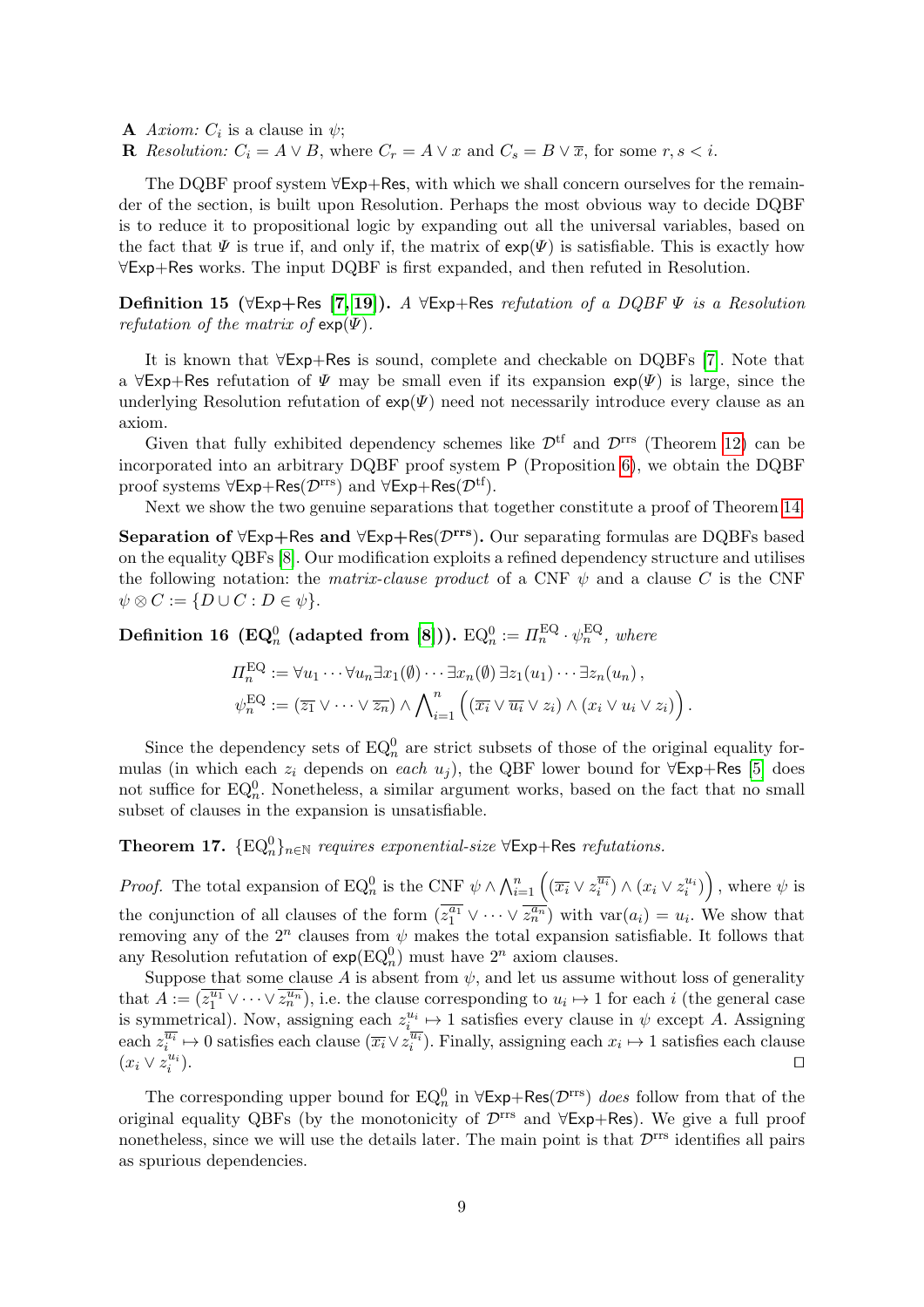**A** *Axiom:* $C_i$ is a clause in $\psi$;
**R** *Resolution:* $C_i = A \vee B$, where $C_r = A \vee x$ and $C_s = B \vee \overline{x}$, for some $r, s < i$.

The DQBF proof system ∀Exp+Res, with which we shall concern ourselves for the remainder of the section, is built upon Resolution. Perhaps the most obvious way to decide DQBF is to reduce it to propositional logic by expanding out all the universal variables, based on the fact that $\Psi$ is true if, and only if, the matrix of $\mathsf{exp}(\Psi)$ is satisfiable. This is exactly how ∀Exp+Res works. The input DQBF is first expanded, and then refuted in Resolution.

**Definition 15 (∀Exp+Res [7, 19]).** *A ∀Exp+Res refutation of a DQBF $\Psi$ is a Resolution refutation of the matrix of $\mathsf{exp}(\Psi)$.*

It is known that ∀Exp+Res is sound, complete and checkable on DQBFs [7]. Note that a ∀Exp+Res refutation of $\Psi$ may be small even if its expansion $\mathsf{exp}(\Psi)$ is large, since the underlying Resolution refutation of $\mathsf{exp}(\Psi)$ need not necessarily introduce every clause as an axiom.

Given that fully exhibited dependency schemes like $\mathcal{D}^{\text{tf}}$ and $\mathcal{D}^{\text{rrs}}$ (Theorem 12) can be incorporated into an arbitrary DQBF proof system P (Proposition 6), we obtain the DQBF proof systems ∀Exp+Res($\mathcal{D}^{\text{rrs}}$) and ∀Exp+Res($\mathcal{D}^{\text{tf}}$).

Next we show the two genuine separations that together constitute a proof of Theorem 14.

**Separation of ∀Exp+Res and ∀Exp+Res($\mathcal{D}^{\text{rrs}}$).** Our separating formulas are DQBFs based on the equality QBFs [8]. Our modification exploits a refined dependency structure and utilises the following notation: the *matrix-clause product* of a CNF $\psi$ and a clause $C$ is the CNF $\psi \otimes C := \{D \cup C : D \in \psi\}$.

**Definition 16 ($\mathrm{EQ}_n^0$ (adapted from [8])).** $\mathrm{EQ}_n^0 := \Pi_n^{\mathrm{EQ}} \cdot \psi_n^{\mathrm{EQ}}$, *where*

$$\Pi_n^{\mathrm{EQ}} := \forall u_1 \cdots \forall u_n \exists x_1(\emptyset) \cdots \exists x_n(\emptyset) \, \exists z_1(u_1) \cdots \exists z_n(u_n) \,,$$
$$\psi_n^{\mathrm{EQ}} := (\overline{z_1} \vee \cdots \vee \overline{z_n}) \wedge \bigwedge_{i=1}^{n} \Big( (\overline{x_i} \vee \overline{u_i} \vee z_i) \wedge (x_i \vee u_i \vee z_i) \Big) .$$

Since the dependency sets of $\mathrm{EQ}_n^0$ are strict subsets of those of the original equality formulas (in which each $z_i$ depends on *each* $u_j$), the QBF lower bound for ∀Exp+Res [5] does not suffice for $\mathrm{EQ}_n^0$. Nonetheless, a similar argument works, based on the fact that no small subset of clauses in the expansion is unsatisfiable.

**Theorem 17.** *$\{\mathrm{EQ}_n^0\}_{n \in \mathbb{N}}$ requires exponential-size ∀Exp+Res refutations.*

*Proof.* The total expansion of $\mathrm{EQ}_n^0$ is the CNF $\psi \wedge \bigwedge_{i=1}^{n} \Big( (\overline{x_i} \vee z_i^{\overline{u_i}}) \wedge (x_i \vee z_i^{u_i}) \Big)$, where $\psi$ is the conjunction of all clauses of the form $(\overline{z_1^{a_1}} \vee \cdots \vee \overline{z_n^{a_n}})$ with $\mathrm{var}(a_i) = u_i$. We show that removing any of the $2^n$ clauses from $\psi$ makes the total expansion satisfiable. It follows that any Resolution refutation of $\mathsf{exp}(\mathrm{EQ}_n^0)$ must have $2^n$ axiom clauses.

Suppose that some clause $A$ is absent from $\psi$, and let us assume without loss of generality that $A := (\overline{z_1^{u_1}} \vee \cdots \vee \overline{z_n^{u_n}})$, i.e. the clause corresponding to $u_i \mapsto 1$ for each $i$ (the general case is symmetrical). Now, assigning each $z_i^{u_i} \mapsto 1$ satisfies every clause in $\psi$ except $A$. Assigning each $z_i^{\overline{u_i}} \mapsto 0$ satisfies each clause $(\overline{x_i} \vee z_i^{\overline{u_i}})$. Finally, assigning each $x_i \mapsto 1$ satisfies each clause $(x_i \vee z_i^{u_i})$. ◻

The corresponding upper bound for $\mathrm{EQ}_n^0$ in ∀Exp+Res($\mathcal{D}^{\text{rrs}}$) *does* follow from that of the original equality QBFs (by the monotonicity of $\mathcal{D}^{\text{rrs}}$ and ∀Exp+Res). We give a full proof nonetheless, since we will use the details later. The main point is that $\mathcal{D}^{\text{rrs}}$ identifies all pairs as spurious dependencies.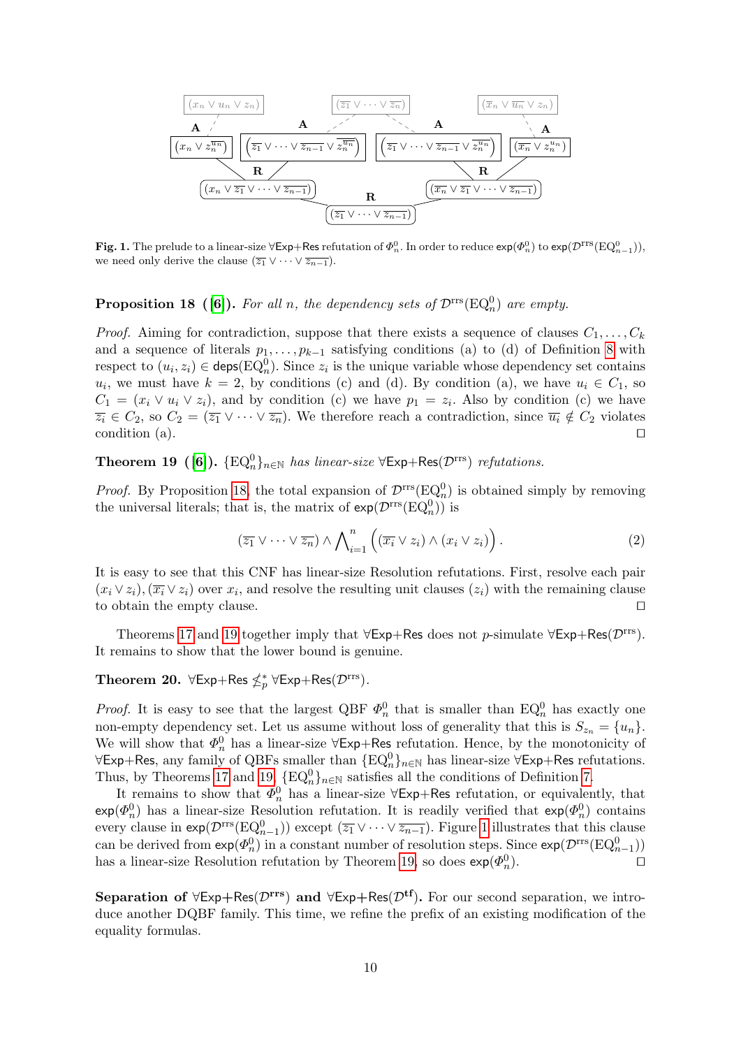**Fig. 1.** The prelude to a linear-size ∀Exp+Res refutation of $\Phi_n^0$. In order to reduce $\mathsf{exp}(\Phi_n^0)$ to $\mathsf{exp}(\mathcal{D}^{\mathrm{rrs}}(\mathrm{EQ}_{n-1}^0))$, we need only derive the clause $(\overline{z_1} \vee \cdots \vee \overline{z_{n-1}})$.

**Proposition 18 ([6]).** *For all $n$, the dependency sets of $\mathcal{D}^{\mathrm{rrs}}(\mathrm{EQ}_n^0)$ are empty.*

*Proof.* Aiming for contradiction, suppose that there exists a sequence of clauses $C_1, \ldots, C_k$ and a sequence of literals $p_1, \ldots, p_{k-1}$ satisfying conditions (a) to (d) of Definition 8 with respect to $(u_i, z_i) \in \mathsf{deps}(\mathrm{EQ}_n^0)$. Since $z_i$ is the unique variable whose dependency set contains $u_i$, we must have $k = 2$, by conditions (c) and (d). By condition (a), we have $u_i \in C_1$, so $C_1 = (x_i \vee u_i \vee z_i)$, and by condition (c) we have $p_1 = z_i$. Also by condition (c) we have $\overline{z_i} \in C_2$, so $C_2 = (\overline{z_1} \vee \cdots \vee \overline{z_n})$. We therefore reach a contradiction, since $\overline{u_i} \notin C_2$ violates condition (a). □

**Theorem 19 ([6]).** *$\{\mathrm{EQ}_n^0\}_{n\in\mathbb{N}}$ has linear-size ∀Exp+Res($\mathcal{D}^{\mathrm{rrs}}$) refutations.*

*Proof.* By Proposition 18, the total expansion of $\mathcal{D}^{\mathrm{rrs}}(\mathrm{EQ}_n^0)$ is obtained simply by removing the universal literals; that is, the matrix of $\mathsf{exp}(\mathcal{D}^{\mathrm{rrs}}(\mathrm{EQ}_n^0))$ is

$$(\overline{z_1} \vee \cdots \vee \overline{z_n}) \wedge \bigwedge_{i=1}^{n} \Big( (\overline{x_i} \vee z_i) \wedge (x_i \vee z_i) \Big) . \tag{2}$$

It is easy to see that this CNF has linear-size Resolution refutations. First, resolve each pair $(x_i \vee z_i), (\overline{x_i} \vee z_i)$ over $x_i$, and resolve the resulting unit clauses $(z_i)$ with the remaining clause to obtain the empty clause. □

Theorems 17 and 19 together imply that ∀Exp+Res does not $p$-simulate ∀Exp+Res($\mathcal{D}^{\mathrm{rrs}}$). It remains to show that the lower bound is genuine.

**Theorem 20.** ∀Exp+Res $\not\leq_p^*$ ∀Exp+Res($\mathcal{D}^{\mathrm{rrs}}$).

*Proof.* It is easy to see that the largest QBF $\Phi_n^0$ that is smaller than $\mathrm{EQ}_n^0$ has exactly one non-empty dependency set. Let us assume without loss of generality that this is $S_{z_n} = \{u_n\}$. We will show that $\Phi_n^0$ has a linear-size ∀Exp+Res refutation. Hence, by the monotonicity of ∀Exp+Res, any family of QBFs smaller than $\{\mathrm{EQ}_n^0\}_{n\in\mathbb{N}}$ has linear-size ∀Exp+Res refutations. Thus, by Theorems 17 and 19, $\{\mathrm{EQ}_n^0\}_{n\in\mathbb{N}}$ satisfies all the conditions of Definition 7.

It remains to show that $\Phi_n^0$ has a linear-size ∀Exp+Res refutation, or equivalently, that $\mathsf{exp}(\Phi_n^0)$ has a linear-size Resolution refutation. It is readily verified that $\mathsf{exp}(\Phi_n^0)$ contains every clause in $\mathsf{exp}(\mathcal{D}^{\mathrm{rrs}}(\mathrm{EQ}_{n-1}^0))$ except $(\overline{z_1} \vee \cdots \vee \overline{z_{n-1}})$. Figure 1 illustrates that this clause can be derived from $\mathsf{exp}(\Phi_n^0)$ in a constant number of resolution steps. Since $\mathsf{exp}(\mathcal{D}^{\mathrm{rrs}}(\mathrm{EQ}_{n-1}^0))$ has a linear-size Resolution refutation by Theorem 19, so does $\mathsf{exp}(\Phi_n^0)$. □

**Separation of ∀Exp+Res($\mathcal{D}^{\mathbf{rrs}}$) and ∀Exp+Res($\mathcal{D}^{\mathbf{tf}}$).** For our second separation, we introduce another DQBF family. This time, we refine the prefix of an existing modification of the equality formulas.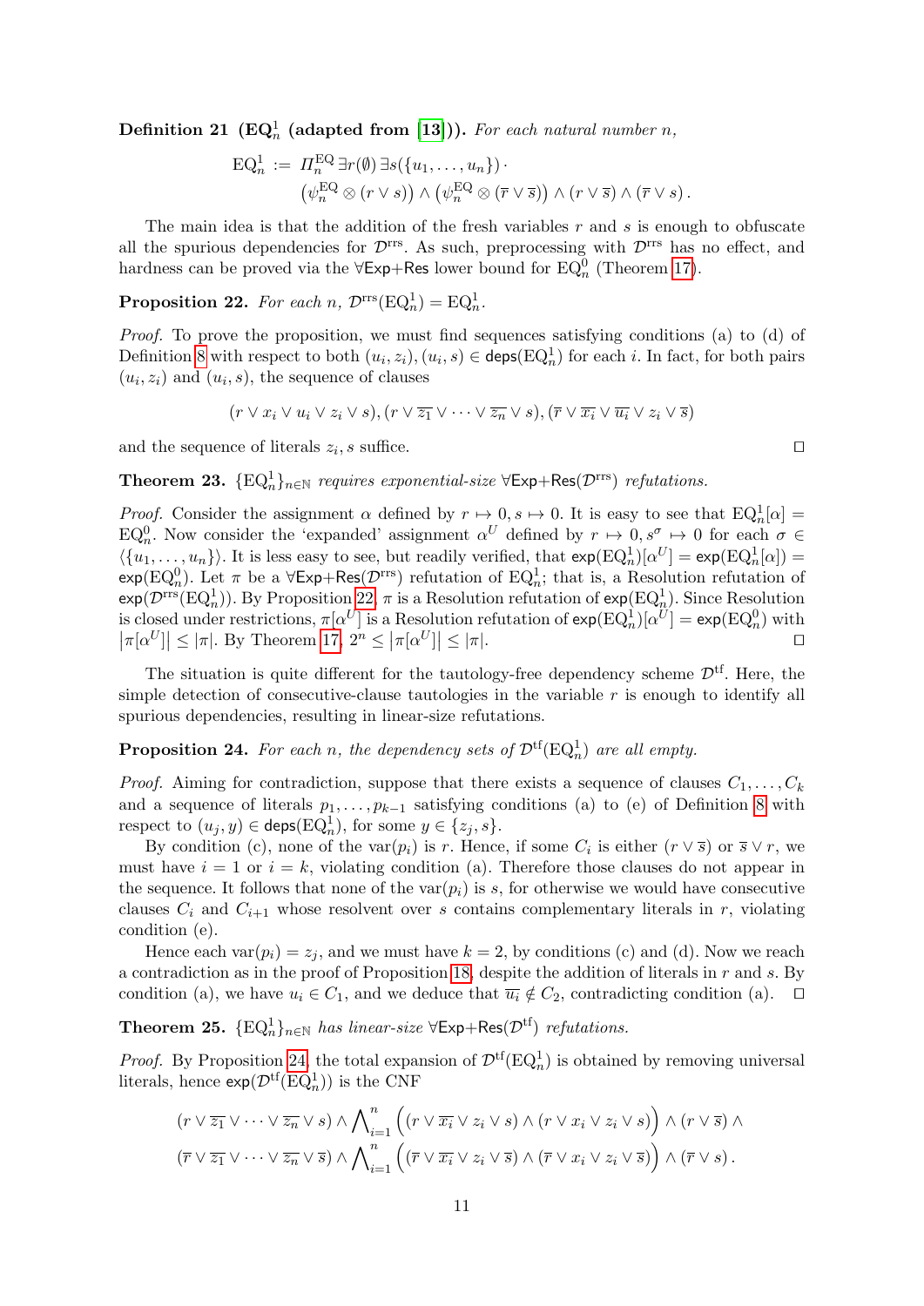**Definition 21 ($\mathrm{EQ}^1_n$ (adapted from [13])).** *For each natural number $n$,*

$$\mathrm{EQ}^1_n := \Pi^{\mathrm{EQ}}_n \, \exists r(\emptyset)\, \exists s(\{u_1, \dots, u_n\}) \cdot \left(\psi^{\mathrm{EQ}}_n \otimes (r \vee s)\right) \wedge \left(\psi^{\mathrm{EQ}}_n \otimes (\overline{r} \vee \overline{s})\right) \wedge (r \vee \overline{s}) \wedge (\overline{r} \vee s)\,.$$

The main idea is that the addition of the fresh variables $r$ and $s$ is enough to obfuscate all the spurious dependencies for $\mathcal{D}^{\mathrm{rrs}}$. As such, preprocessing with $\mathcal{D}^{\mathrm{rrs}}$ has no effect, and hardness can be proved via the $\forall$Exp+Res lower bound for $\mathrm{EQ}^0_n$ (Theorem 17).

**Proposition 22.** *For each $n$, $\mathcal{D}^{\mathrm{rrs}}(\mathrm{EQ}^1_n) = \mathrm{EQ}^1_n$.*

*Proof.* To prove the proposition, we must find sequences satisfying conditions (a) to (d) of Definition 8 with respect to both $(u_i, z_i), (u_i, s) \in \mathsf{deps}(\mathrm{EQ}^1_n)$ for each $i$. In fact, for both pairs $(u_i, z_i)$ and $(u_i, s)$, the sequence of clauses

$$(r \vee x_i \vee u_i \vee z_i \vee s), (r \vee \overline{z_1} \vee \dots \vee \overline{z_n} \vee s), (\overline{r} \vee \overline{x_i} \vee \overline{u_i} \vee z_i \vee \overline{s})$$

and the sequence of literals $z_i, s$ suffice. ◻

**Theorem 23.** *$\{\mathrm{EQ}^1_n\}_{n \in \mathbb{N}}$ requires exponential-size $\forall$Exp+Res($\mathcal{D}^{\mathrm{rrs}}$) refutations.*

*Proof.* Consider the assignment $\alpha$ defined by $r \mapsto 0, s \mapsto 0$. It is easy to see that $\mathrm{EQ}^1_n[\alpha] = \mathrm{EQ}^0_n$. Now consider the 'expanded' assignment $\alpha^U$ defined by $r \mapsto 0, s^\sigma \mapsto 0$ for each $\sigma \in \langle\{u_1, \dots, u_n\}\rangle$. It is less easy to see, but readily verified, that $\mathsf{exp}(\mathrm{EQ}^1_n)[\alpha^U] = \mathsf{exp}(\mathrm{EQ}^1_n[\alpha]) = \mathsf{exp}(\mathrm{EQ}^0_n)$. Let $\pi$ be a $\forall$Exp+Res($\mathcal{D}^{\mathrm{rrs}}$) refutation of $\mathrm{EQ}^1_n$; that is, a Resolution refutation of $\mathsf{exp}(\mathcal{D}^{\mathrm{rrs}}(\mathrm{EQ}^1_n))$. By Proposition 22, $\pi$ is a Resolution refutation of $\mathsf{exp}(\mathrm{EQ}^1_n)$. Since Resolution is closed under restrictions, $\pi[\alpha^U]$ is a Resolution refutation of $\mathsf{exp}(\mathrm{EQ}^1_n)[\alpha^U] = \mathsf{exp}(\mathrm{EQ}^0_n)$ with $|\pi[\alpha^U]| \leq |\pi|$. By Theorem 17, $2^n \leq |\pi[\alpha^U]| \leq |\pi|$. ◻

The situation is quite different for the tautology-free dependency scheme $\mathcal{D}^{\mathrm{tf}}$. Here, the simple detection of consecutive-clause tautologies in the variable $r$ is enough to identify all spurious dependencies, resulting in linear-size refutations.

**Proposition 24.** *For each $n$, the dependency sets of $\mathcal{D}^{\mathrm{tf}}(\mathrm{EQ}^1_n)$ are all empty.*

*Proof.* Aiming for contradiction, suppose that there exists a sequence of clauses $C_1, \dots, C_k$ and a sequence of literals $p_1, \dots, p_{k-1}$ satisfying conditions (a) to (e) of Definition 8 with respect to $(u_j, y) \in \mathsf{deps}(\mathrm{EQ}^1_n)$, for some $y \in \{z_j, s\}$.

By condition (c), none of the $\mathrm{var}(p_i)$ is $r$. Hence, if some $C_i$ is either $(r \vee \overline{s})$ or $\overline{s} \vee r$, we must have $i = 1$ or $i = k$, violating condition (a). Therefore those clauses do not appear in the sequence. It follows that none of the $\mathrm{var}(p_i)$ is $s$, for otherwise we would have consecutive clauses $C_i$ and $C_{i+1}$ whose resolvent over $s$ contains complementary literals in $r$, violating condition (e).

Hence each $\mathrm{var}(p_i) = z_j$, and we must have $k = 2$, by conditions (c) and (d). Now we reach a contradiction as in the proof of Proposition 18, despite the addition of literals in $r$ and $s$. By condition (a), we have $u_i \in C_1$, and we deduce that $\overline{u_i} \notin C_2$, contradicting condition (a). ◻

**Theorem 25.** *$\{\mathrm{EQ}^1_n\}_{n \in \mathbb{N}}$ has linear-size $\forall$Exp+Res($\mathcal{D}^{\mathrm{tf}}$) refutations.*

*Proof.* By Proposition 24, the total expansion of $\mathcal{D}^{\mathrm{tf}}(\mathrm{EQ}^1_n)$ is obtained by removing universal literals, hence $\mathsf{exp}(\mathcal{D}^{\mathrm{tf}}(\mathrm{EQ}^1_n))$ is the CNF

$$(r \vee \overline{z_1} \vee \dots \vee \overline{z_n} \vee s) \wedge \bigwedge_{i=1}^{n} \Big( (r \vee \overline{x_i} \vee z_i \vee s) \wedge (r \vee x_i \vee z_i \vee s) \Big) \wedge (r \vee \overline{s}) \wedge$$
$$(\overline{r} \vee \overline{z_1} \vee \dots \vee \overline{z_n} \vee \overline{s}) \wedge \bigwedge_{i=1}^{n} \Big( (\overline{r} \vee \overline{x_i} \vee z_i \vee \overline{s}) \wedge (\overline{r} \vee x_i \vee z_i \vee \overline{s}) \Big) \wedge (\overline{r} \vee s)\,.$$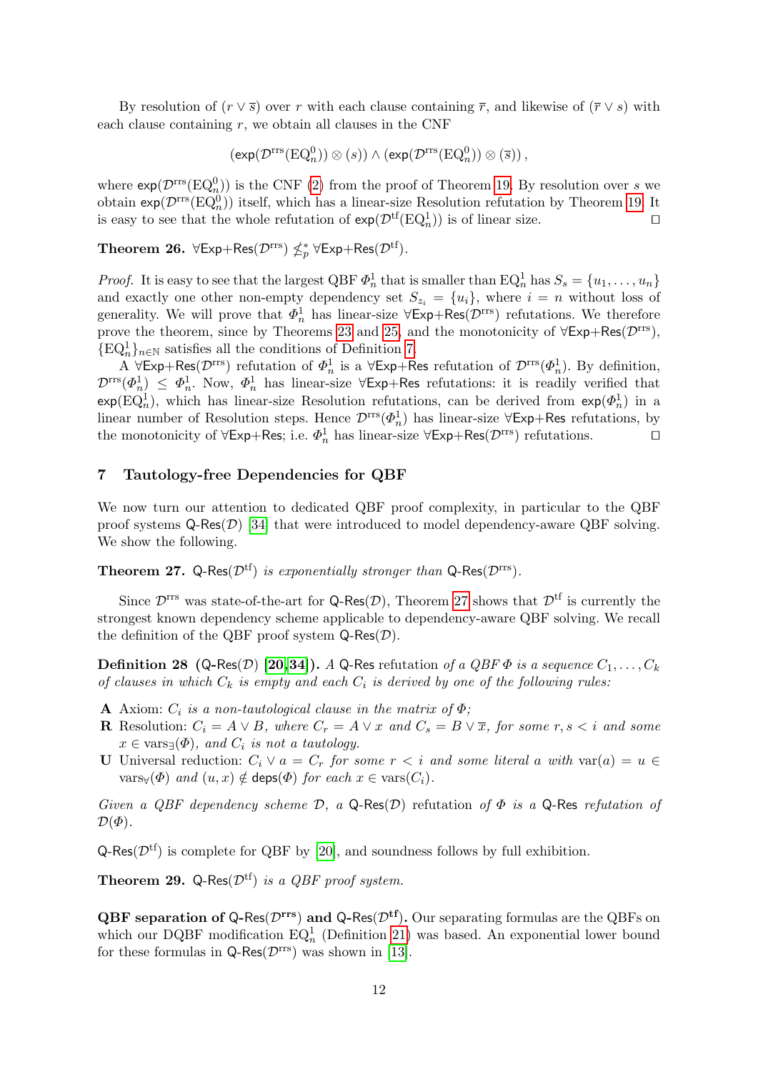By resolution of $(r \vee \overline{s})$ over $r$ with each clause containing $\overline{r}$, and likewise of $(\overline{r} \vee s)$ with each clause containing $r$, we obtain all clauses in the CNF

$$(\mathsf{exp}(\mathcal{D}^{\text{rrs}}(\text{EQ}_n^0)) \otimes (s)) \wedge (\mathsf{exp}(\mathcal{D}^{\text{rrs}}(\text{EQ}_n^0)) \otimes (\overline{s})) \,,$$

where $\mathsf{exp}(\mathcal{D}^{\text{rrs}}(\text{EQ}_n^0))$ is the CNF (2) from the proof of Theorem 19. By resolution over $s$ we obtain $\mathsf{exp}(\mathcal{D}^{\text{rrs}}(\text{EQ}_n^0))$ itself, which has a linear-size Resolution refutation by Theorem 19. It is easy to see that the whole refutation of $\mathsf{exp}(\mathcal{D}^{\text{tf}}(\text{EQ}_n^1))$ is of linear size. ◻

**Theorem 26.** $\forall\mathsf{Exp}{+}\mathsf{Res}(\mathcal{D}^{\text{rrs}}) \not\leq_p^* \forall\mathsf{Exp}{+}\mathsf{Res}(\mathcal{D}^{\text{tf}})$.

*Proof.* It is easy to see that the largest QBF $\Phi_n^1$ that is smaller than $\text{EQ}_n^1$ has $S_s = \{u_1, \ldots, u_n\}$ and exactly one other non-empty dependency set $S_{z_i} = \{u_i\}$, where $i = n$ without loss of generality. We will prove that $\Phi_n^1$ has linear-size $\forall\mathsf{Exp}{+}\mathsf{Res}(\mathcal{D}^{\text{rrs}})$ refutations. We therefore prove the theorem, since by Theorems 23 and 25, and the monotonicity of $\forall\mathsf{Exp}{+}\mathsf{Res}(\mathcal{D}^{\text{rrs}})$, $\{\text{EQ}_n^1\}_{n\in\mathbb{N}}$ satisfies all the conditions of Definition 7.

A $\forall\mathsf{Exp}{+}\mathsf{Res}(\mathcal{D}^{\text{rrs}})$ refutation of $\Phi_n^1$ is a $\forall\mathsf{Exp}{+}\mathsf{Res}$ refutation of $\mathcal{D}^{\text{rrs}}(\Phi_n^1)$. By definition, $\mathcal{D}^{\text{rrs}}(\Phi_n^1) \leq \Phi_n^1$. Now, $\Phi_n^1$ has linear-size $\forall\mathsf{Exp}{+}\mathsf{Res}$ refutations: it is readily verified that $\mathsf{exp}(\text{EQ}_n^1)$, which has linear-size Resolution refutations, can be derived from $\mathsf{exp}(\Phi_n^1)$ in a linear number of Resolution steps. Hence $\mathcal{D}^{\text{rrs}}(\Phi_n^1)$ has linear-size $\forall\mathsf{Exp}{+}\mathsf{Res}$ refutations, by the monotonicity of $\forall\mathsf{Exp}{+}\mathsf{Res}$; i.e. $\Phi_n^1$ has linear-size $\forall\mathsf{Exp}{+}\mathsf{Res}(\mathcal{D}^{\text{rrs}})$ refutations. ◻

## 7 Tautology-free Dependencies for QBF

We now turn our attention to dedicated QBF proof complexity, in particular to the QBF proof systems $\mathsf{Q}\text{-}\mathsf{Res}(\mathcal{D})$ [34] that were introduced to model dependency-aware QBF solving. We show the following.

**Theorem 27.** *$\mathsf{Q}\text{-}\mathsf{Res}(\mathcal{D}^{\text{tf}})$ is exponentially stronger than $\mathsf{Q}\text{-}\mathsf{Res}(\mathcal{D}^{\text{rrs}})$.*

Since $\mathcal{D}^{\text{rrs}}$ was state-of-the-art for $\mathsf{Q}\text{-}\mathsf{Res}(\mathcal{D})$, Theorem 27 shows that $\mathcal{D}^{\text{tf}}$ is currently the strongest known dependency scheme applicable to dependency-aware QBF solving. We recall the definition of the QBF proof system $\mathsf{Q}\text{-}\mathsf{Res}(\mathcal{D})$.

**Definition 28** **($\mathsf{Q}\text{-}\mathsf{Res}(\mathcal{D})$ [20,34]).** *A* $\mathsf{Q}\text{-}\mathsf{Res}$ *refutation of a QBF $\Phi$ is a sequence $C_1, \ldots, C_k$ of clauses in which $C_k$ is empty and each $C_i$ is derived by one of the following rules:*

- **A** Axiom: *$C_i$ is a non-tautological clause in the matrix of $\Phi$;*
- **R** Resolution: *$C_i = A \vee B$, where $C_r = A \vee x$ and $C_s = B \vee \overline{x}$, for some $r, s < i$ and some $x \in \text{vars}_\exists(\Phi)$, and $C_i$ is not a tautology.*
- **U** Universal reduction: *$C_i \vee a = C_r$ for some $r < i$ and some literal $a$ with $\text{var}(a) = u \in \text{vars}_\forall(\Phi)$ and $(u, x) \notin \mathsf{deps}(\Phi)$ for each $x \in \text{vars}(C_i)$.*

*Given a QBF dependency scheme $\mathcal{D}$, a* $\mathsf{Q}\text{-}\mathsf{Res}(\mathcal{D})$ *refutation of $\Phi$ is a* $\mathsf{Q}\text{-}\mathsf{Res}$ *refutation of $\mathcal{D}(\Phi)$.*

$\mathsf{Q}\text{-}\mathsf{Res}(\mathcal{D}^{\text{tf}})$ is complete for QBF by [20], and soundness follows by full exhibition.

**Theorem 29.** *$\mathsf{Q}\text{-}\mathsf{Res}(\mathcal{D}^{\text{tf}})$ is a QBF proof system.*

**QBF separation of $\mathsf{Q}\text{-}\mathsf{Res}(\mathcal{D}^{\mathbf{rrs}})$ and $\mathsf{Q}\text{-}\mathsf{Res}(\mathcal{D}^{\mathbf{tf}})$.** Our separating formulas are the QBFs on which our DQBF modification $\text{EQ}_n^1$ (Definition 21) was based. An exponential lower bound for these formulas in $\mathsf{Q}\text{-}\mathsf{Res}(\mathcal{D}^{\text{rrs}})$ was shown in [13].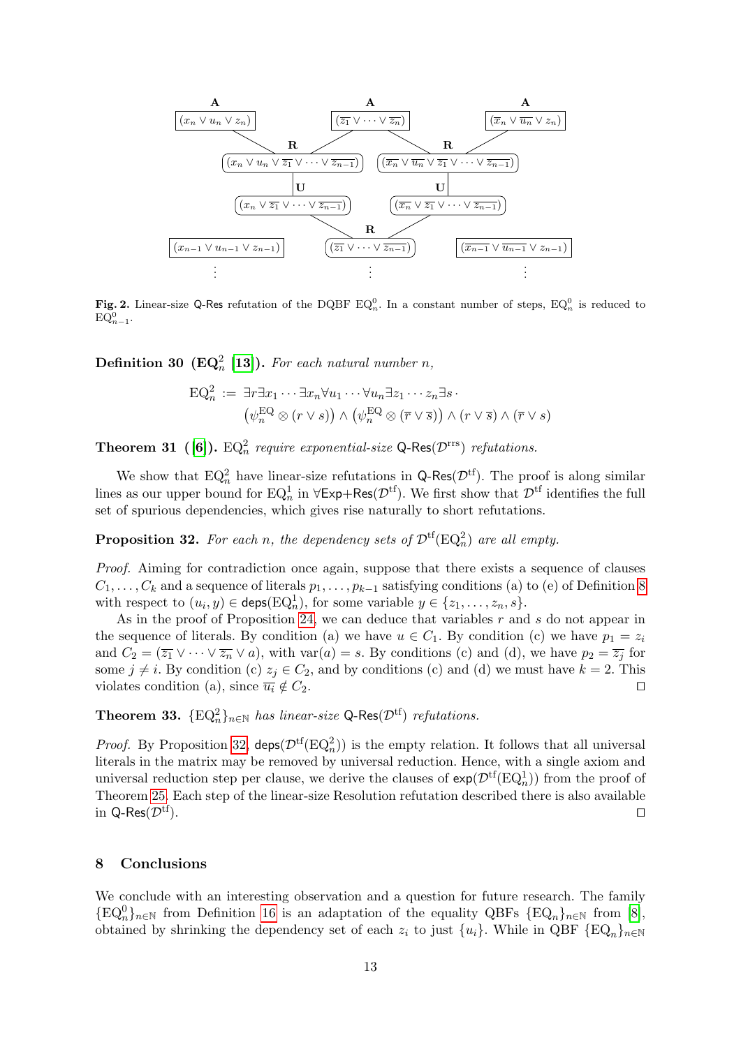**Fig. 2.** Linear-size Q-Res refutation of the DQBF $\text{EQ}^0_n$. In a constant number of steps, $\text{EQ}^0_n$ is reduced to $\text{EQ}^0_{n-1}$.

**Definition 30 ($\text{EQ}^2_n$ [13]).** *For each natural number $n$,*

$$\text{EQ}^2_n := \exists r \exists x_1 \cdots \exists x_n \forall u_1 \cdots \forall u_n \exists z_1 \cdots z_n \exists s \cdot \left(\psi^{\text{EQ}}_n \otimes (r \vee s)\right) \wedge \left(\psi^{\text{EQ}}_n \otimes (\overline{r} \vee \overline{s})\right) \wedge (r \vee \overline{s}) \wedge (\overline{r} \vee s)$$

**Theorem 31 ([6]).** $\text{EQ}^2_n$ *require exponential-size* Q-Res$(\mathcal{D}^{\text{rrs}})$ *refutations.*

We show that $\text{EQ}^2_n$ have linear-size refutations in Q-Res$(\mathcal{D}^{\text{tf}})$. The proof is along similar lines as our upper bound for $\text{EQ}^1_n$ in $\forall$Exp+Res$(\mathcal{D}^{\text{tf}})$. We first show that $\mathcal{D}^{\text{tf}}$ identifies the full set of spurious dependencies, which gives rise naturally to short refutations.

**Proposition 32.** *For each $n$, the dependency sets of $\mathcal{D}^{\text{tf}}(\text{EQ}^2_n)$ are all empty.*

*Proof.* Aiming for contradiction once again, suppose that there exists a sequence of clauses $C_1, \dots, C_k$ and a sequence of literals $p_1, \dots, p_{k-1}$ satisfying conditions (a) to (e) of Definition 8 with respect to $(u_i, y) \in \mathsf{deps}(\text{EQ}^1_n)$, for some variable $y \in \{z_1, \dots, z_n, s\}$.

As in the proof of Proposition 24, we can deduce that variables $r$ and $s$ do not appear in the sequence of literals. By condition (a) we have $u \in C_1$. By condition (c) we have $p_1 = z_i$ and $C_2 = (\overline{z_1} \vee \cdots \vee \overline{z_n} \vee a)$, with $\text{var}(a) = s$. By conditions (c) and (d), we have $p_2 = \overline{z_j}$ for some $j \neq i$. By condition (c) $z_j \in C_2$, and by conditions (c) and (d) we must have $k = 2$. This violates condition (a), since $\overline{u_i} \notin C_2$. ◻

**Theorem 33.** $\{\text{EQ}^2_n\}_{n \in \mathbb{N}}$ *has linear-size* Q-Res$(\mathcal{D}^{\text{tf}})$ *refutations.*

*Proof.* By Proposition 32, $\mathsf{deps}(\mathcal{D}^{\text{tf}}(\text{EQ}^2_n))$ is the empty relation. It follows that all universal literals in the matrix may be removed by universal reduction. Hence, with a single axiom and universal reduction step per clause, we derive the clauses of $\mathsf{exp}(\mathcal{D}^{\text{tf}}(\text{EQ}^1_n))$ from the proof of Theorem 25. Each step of the linear-size Resolution refutation described there is also available in Q-Res$(\mathcal{D}^{\text{tf}})$. ◻

## 8 Conclusions

We conclude with an interesting observation and a question for future research. The family $\{\text{EQ}^0_n\}_{n \in \mathbb{N}}$ from Definition 16 is an adaptation of the equality QBFs $\{\text{EQ}_n\}_{n \in \mathbb{N}}$ from [8], obtained by shrinking the dependency set of each $z_i$ to just $\{u_i\}$. While in QBF $\{\text{EQ}_n\}_{n \in \mathbb{N}}$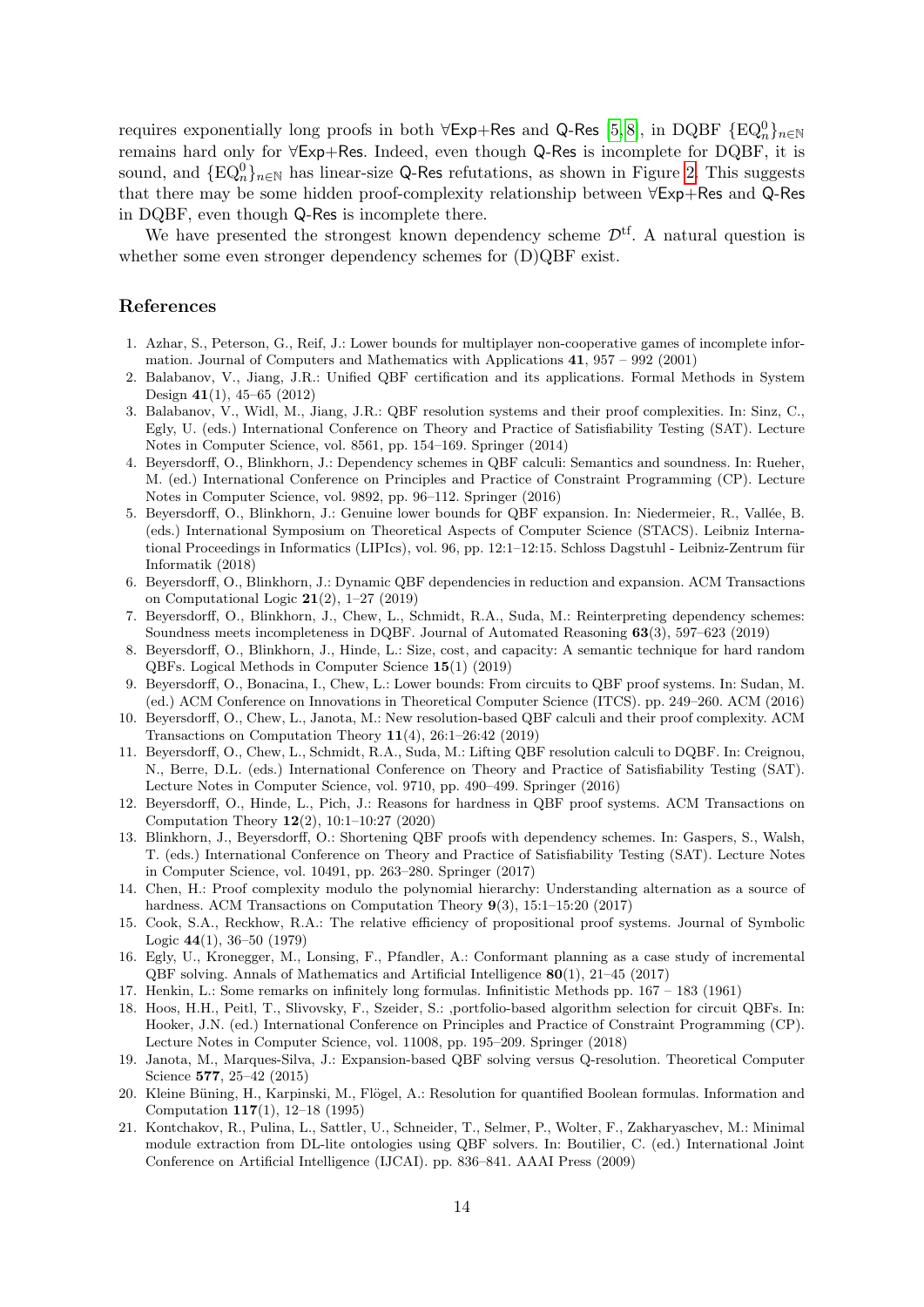requires exponentially long proofs in both ∀Exp+Res and Q-Res [5,8], in DQBF $\{\mathrm{EQ}_n^0\}_{n\in\mathbb{N}}$ remains hard only for ∀Exp+Res. Indeed, even though Q-Res is incomplete for DQBF, it is sound, and $\{\mathrm{EQ}_n^0\}_{n\in\mathbb{N}}$ has linear-size Q-Res refutations, as shown in Figure 2. This suggests that there may be some hidden proof-complexity relationship between ∀Exp+Res and Q-Res in DQBF, even though Q-Res is incomplete there.

We have presented the strongest known dependency scheme $\mathcal{D}^{\mathrm{tf}}$. A natural question is whether some even stronger dependency schemes for (D)QBF exist.

## References

1. Azhar, S., Peterson, G., Reif, J.: Lower bounds for multiplayer non-cooperative games of incomplete information. Journal of Computers and Mathematics with Applications **41**, 957 – 992 (2001)
2. Balabanov, V., Jiang, J.R.: Unified QBF certification and its applications. Formal Methods in System Design **41**(1), 45–65 (2012)
3. Balabanov, V., Widl, M., Jiang, J.R.: QBF resolution systems and their proof complexities. In: Sinz, C., Egly, U. (eds.) International Conference on Theory and Practice of Satisfiability Testing (SAT). Lecture Notes in Computer Science, vol. 8561, pp. 154–169. Springer (2014)
4. Beyersdorff, O., Blinkhorn, J.: Dependency schemes in QBF calculi: Semantics and soundness. In: Rueher, M. (ed.) International Conference on Principles and Practice of Constraint Programming (CP). Lecture Notes in Computer Science, vol. 9892, pp. 96–112. Springer (2016)
5. Beyersdorff, O., Blinkhorn, J.: Genuine lower bounds for QBF expansion. In: Niedermeier, R., Vallée, B. (eds.) International Symposium on Theoretical Aspects of Computer Science (STACS). Leibniz International Proceedings in Informatics (LIPIcs), vol. 96, pp. 12:1–12:15. Schloss Dagstuhl - Leibniz-Zentrum für Informatik (2018)
6. Beyersdorff, O., Blinkhorn, J.: Dynamic QBF dependencies in reduction and expansion. ACM Transactions on Computational Logic **21**(2), 1–27 (2019)
7. Beyersdorff, O., Blinkhorn, J., Chew, L., Schmidt, R.A., Suda, M.: Reinterpreting dependency schemes: Soundness meets incompleteness in DQBF. Journal of Automated Reasoning **63**(3), 597–623 (2019)
8. Beyersdorff, O., Blinkhorn, J., Hinde, L.: Size, cost, and capacity: A semantic technique for hard random QBFs. Logical Methods in Computer Science **15**(1) (2019)
9. Beyersdorff, O., Bonacina, I., Chew, L.: Lower bounds: From circuits to QBF proof systems. In: Sudan, M. (ed.) ACM Conference on Innovations in Theoretical Computer Science (ITCS). pp. 249–260. ACM (2016)
10. Beyersdorff, O., Chew, L., Janota, M.: New resolution-based QBF calculi and their proof complexity. ACM Transactions on Computation Theory **11**(4), 26:1–26:42 (2019)
11. Beyersdorff, O., Chew, L., Schmidt, R.A., Suda, M.: Lifting QBF resolution calculi to DQBF. In: Creignou, N., Berre, D.L. (eds.) International Conference on Theory and Practice of Satisfiability Testing (SAT). Lecture Notes in Computer Science, vol. 9710, pp. 490–499. Springer (2016)
12. Beyersdorff, O., Hinde, L., Pich, J.: Reasons for hardness in QBF proof systems. ACM Transactions on Computation Theory **12**(2), 10:1–10:27 (2020)
13. Blinkhorn, J., Beyersdorff, O.: Shortening QBF proofs with dependency schemes. In: Gaspers, S., Walsh, T. (eds.) International Conference on Theory and Practice of Satisfiability Testing (SAT). Lecture Notes in Computer Science, vol. 10491, pp. 263–280. Springer (2017)
14. Chen, H.: Proof complexity modulo the polynomial hierarchy: Understanding alternation as a source of hardness. ACM Transactions on Computation Theory **9**(3), 15:1–15:20 (2017)
15. Cook, S.A., Reckhow, R.A.: The relative efficiency of propositional proof systems. Journal of Symbolic Logic **44**(1), 36–50 (1979)
16. Egly, U., Kronegger, M., Lonsing, F., Pfandler, A.: Conformant planning as a case study of incremental QBF solving. Annals of Mathematics and Artificial Intelligence **80**(1), 21–45 (2017)
17. Henkin, L.: Some remarks on infinitely long formulas. Infinitistic Methods pp. 167 – 183 (1961)
18. Hoos, H.H., Peitl, T., Slivovsky, F., Szeider, S.: ,portfolio-based algorithm selection for circuit QBFs. In: Hooker, J.N. (ed.) International Conference on Principles and Practice of Constraint Programming (CP). Lecture Notes in Computer Science, vol. 11008, pp. 195–209. Springer (2018)
19. Janota, M., Marques-Silva, J.: Expansion-based QBF solving versus Q-resolution. Theoretical Computer Science **577**, 25–42 (2015)
20. Kleine Büning, H., Karpinski, M., Flögel, A.: Resolution for quantified Boolean formulas. Information and Computation **117**(1), 12–18 (1995)
21. Kontchakov, R., Pulina, L., Sattler, U., Schneider, T., Selmer, P., Wolter, F., Zakharyaschev, M.: Minimal module extraction from DL-lite ontologies using QBF solvers. In: Boutilier, C. (ed.) International Joint Conference on Artificial Intelligence (IJCAI). pp. 836–841. AAAI Press (2009)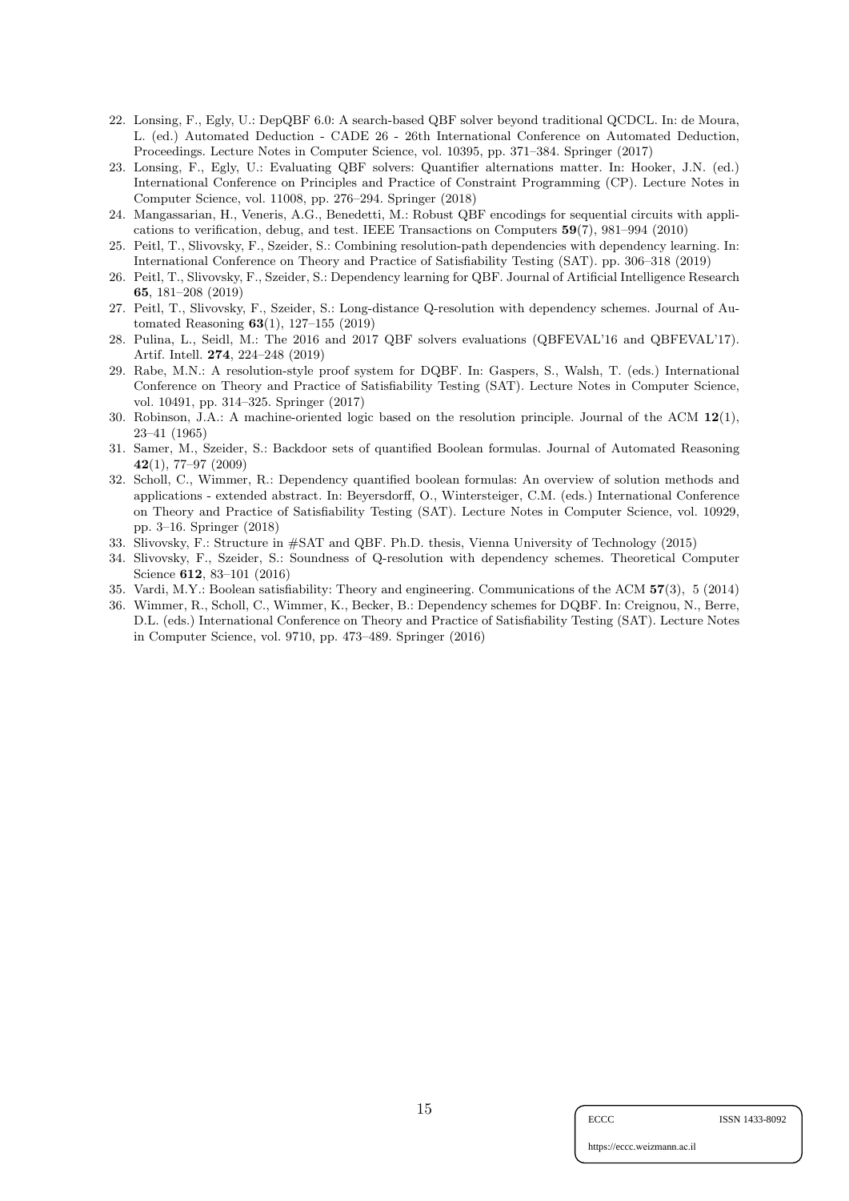22. Lonsing, F., Egly, U.: DepQBF 6.0: A search-based QBF solver beyond traditional QCDCL. In: de Moura, L. (ed.) Automated Deduction - CADE 26 - 26th International Conference on Automated Deduction, Proceedings. Lecture Notes in Computer Science, vol. 10395, pp. 371–384. Springer (2017)
23. Lonsing, F., Egly, U.: Evaluating QBF solvers: Quantifier alternations matter. In: Hooker, J.N. (ed.) International Conference on Principles and Practice of Constraint Programming (CP). Lecture Notes in Computer Science, vol. 11008, pp. 276–294. Springer (2018)
24. Mangassarian, H., Veneris, A.G., Benedetti, M.: Robust QBF encodings for sequential circuits with applications to verification, debug, and test. IEEE Transactions on Computers **59**(7), 981–994 (2010)
25. Peitl, T., Slivovsky, F., Szeider, S.: Combining resolution-path dependencies with dependency learning. In: International Conference on Theory and Practice of Satisfiability Testing (SAT). pp. 306–318 (2019)
26. Peitl, T., Slivovsky, F., Szeider, S.: Dependency learning for QBF. Journal of Artificial Intelligence Research **65**, 181–208 (2019)
27. Peitl, T., Slivovsky, F., Szeider, S.: Long-distance Q-resolution with dependency schemes. Journal of Automated Reasoning **63**(1), 127–155 (2019)
28. Pulina, L., Seidl, M.: The 2016 and 2017 QBF solvers evaluations (QBFEVAL'16 and QBFEVAL'17). Artif. Intell. **274**, 224–248 (2019)
29. Rabe, M.N.: A resolution-style proof system for DQBF. In: Gaspers, S., Walsh, T. (eds.) International Conference on Theory and Practice of Satisfiability Testing (SAT). Lecture Notes in Computer Science, vol. 10491, pp. 314–325. Springer (2017)
30. Robinson, J.A.: A machine-oriented logic based on the resolution principle. Journal of the ACM **12**(1), 23–41 (1965)
31. Samer, M., Szeider, S.: Backdoor sets of quantified Boolean formulas. Journal of Automated Reasoning **42**(1), 77–97 (2009)
32. Scholl, C., Wimmer, R.: Dependency quantified boolean formulas: An overview of solution methods and applications - extended abstract. In: Beyersdorff, O., Wintersteiger, C.M. (eds.) International Conference on Theory and Practice of Satisfiability Testing (SAT). Lecture Notes in Computer Science, vol. 10929, pp. 3–16. Springer (2018)
33. Slivovsky, F.: Structure in #SAT and QBF. Ph.D. thesis, Vienna University of Technology (2015)
34. Slivovsky, F., Szeider, S.: Soundness of Q-resolution with dependency schemes. Theoretical Computer Science **612**, 83–101 (2016)
35. Vardi, M.Y.: Boolean satisfiability: Theory and engineering. Communications of the ACM **57**(3), 5 (2014)
36. Wimmer, R., Scholl, C., Wimmer, K., Becker, B.: Dependency schemes for DQBF. In: Creignou, N., Berre, D.L. (eds.) International Conference on Theory and Practice of Satisfiability Testing (SAT). Lecture Notes in Computer Science, vol. 9710, pp. 473–489. Springer (2016)